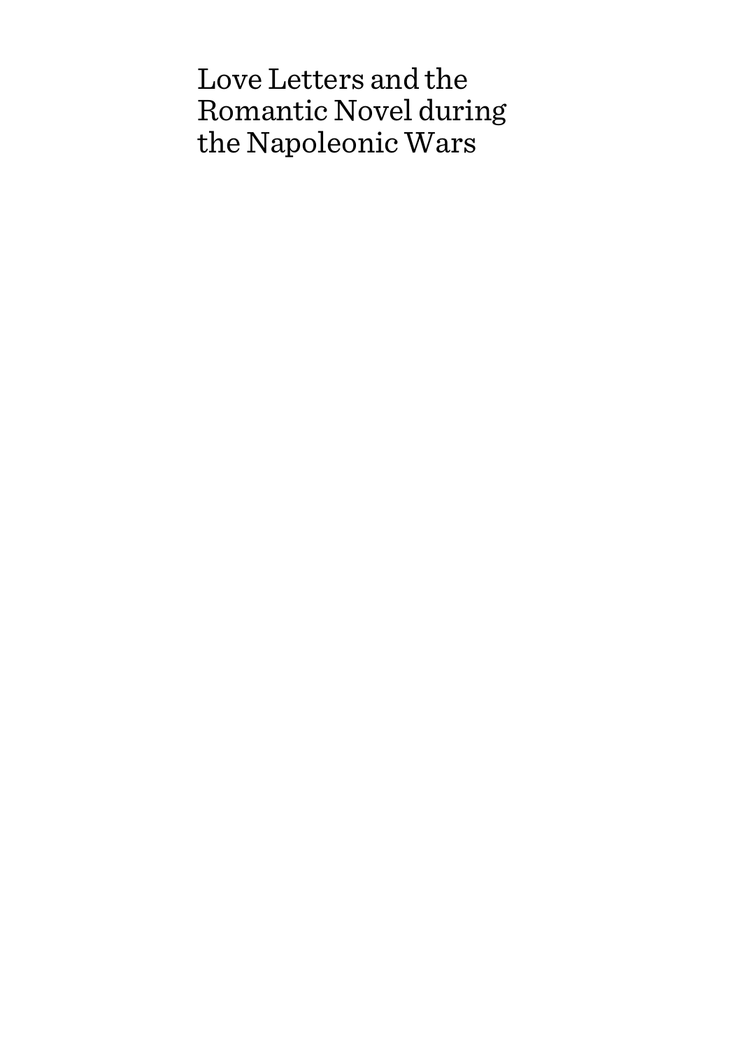# Love Letters and the Romantic Novel during the Napoleonic Wars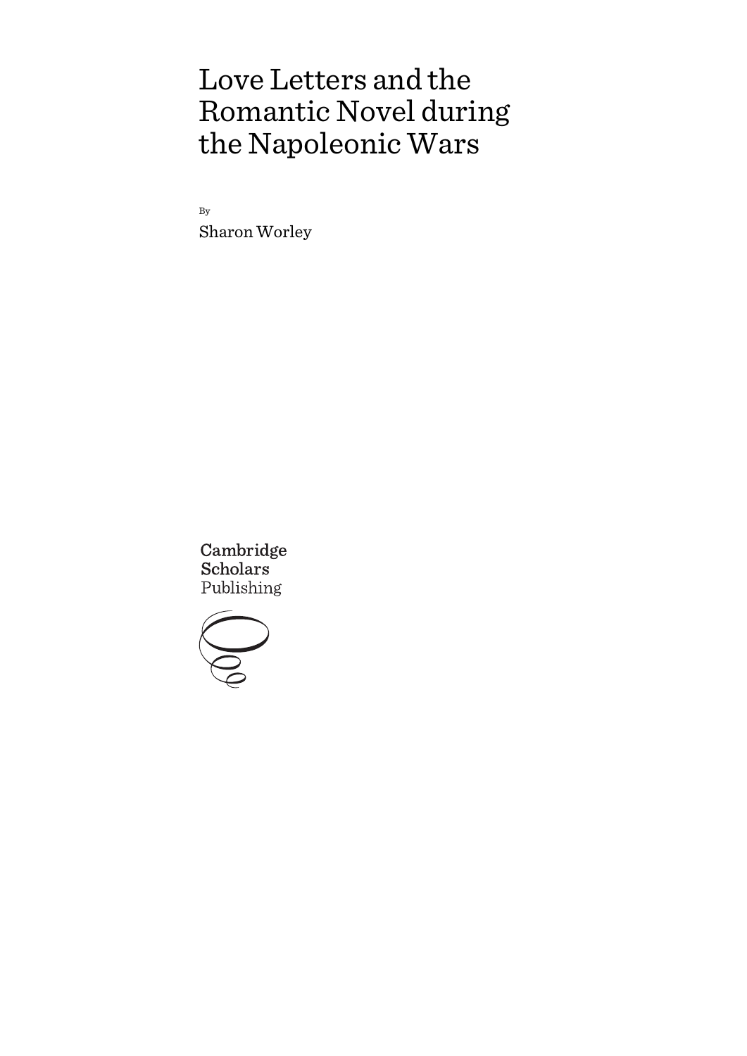# Love Letters and the Romantic Novel during the Napoleonic Wars

By

Sharon Worley

Cambridge Scholars Publishing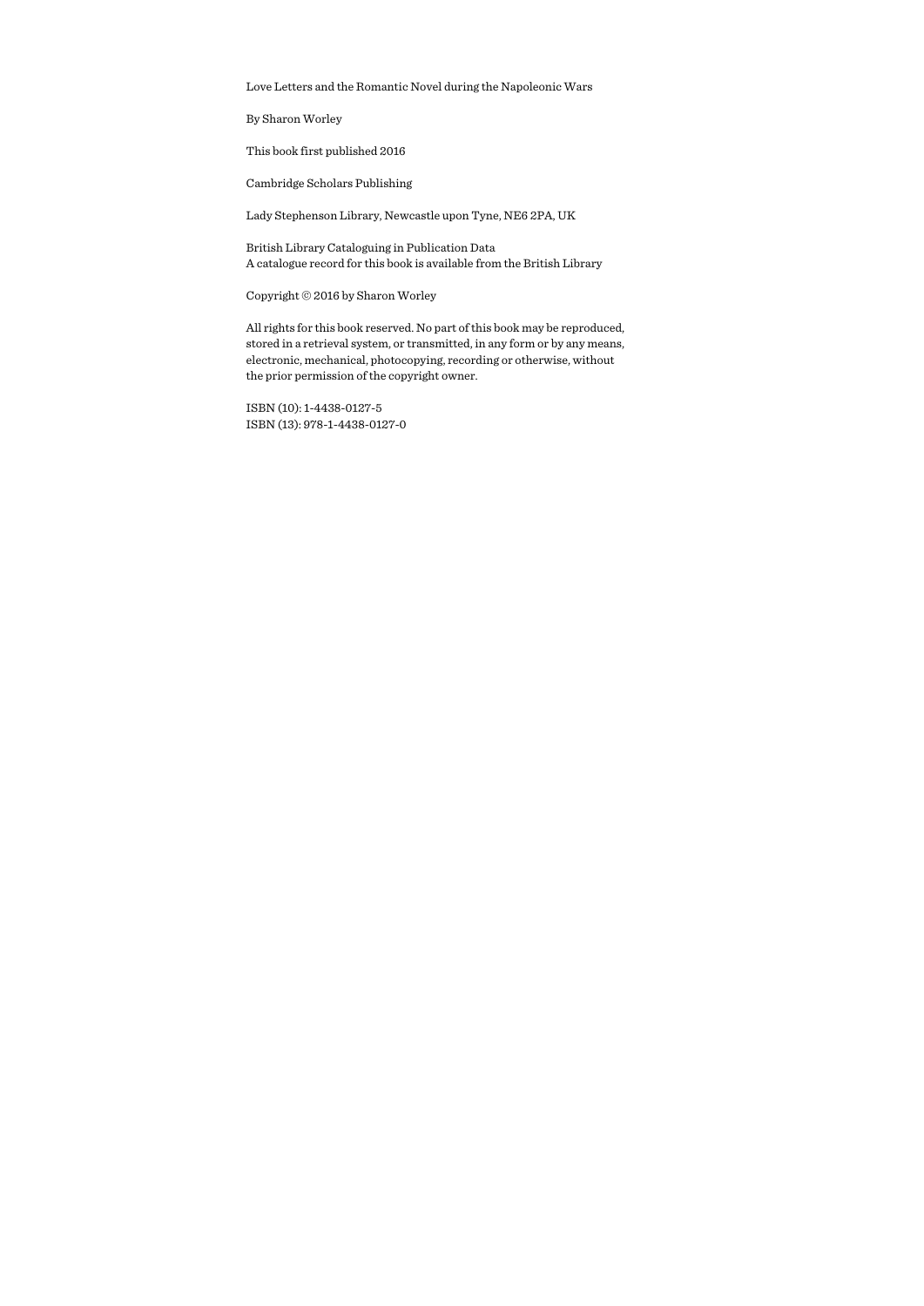Love Letters and the Romantic Novel during the Napoleonic Wars

By Sharon Worley

This book first published 2016

Cambridge Scholars Publishing

Lady Stephenson Library, Newcastle upon Tyne, NE6 2PA, UK

British Library Cataloguing in Publication Data
A catalogue record for this book is available from the British Library

Copyright © 2016 by Sharon Worley

All rights for this book reserved. No part of this book may be reproduced, stored in a retrieval system, or transmitted, in any form or by any means, electronic, mechanical, photocopying, recording or otherwise, without the prior permission of the copyright owner.

ISBN (10): 1-4438-0127-5
ISBN (13): 978-1-4438-0127-0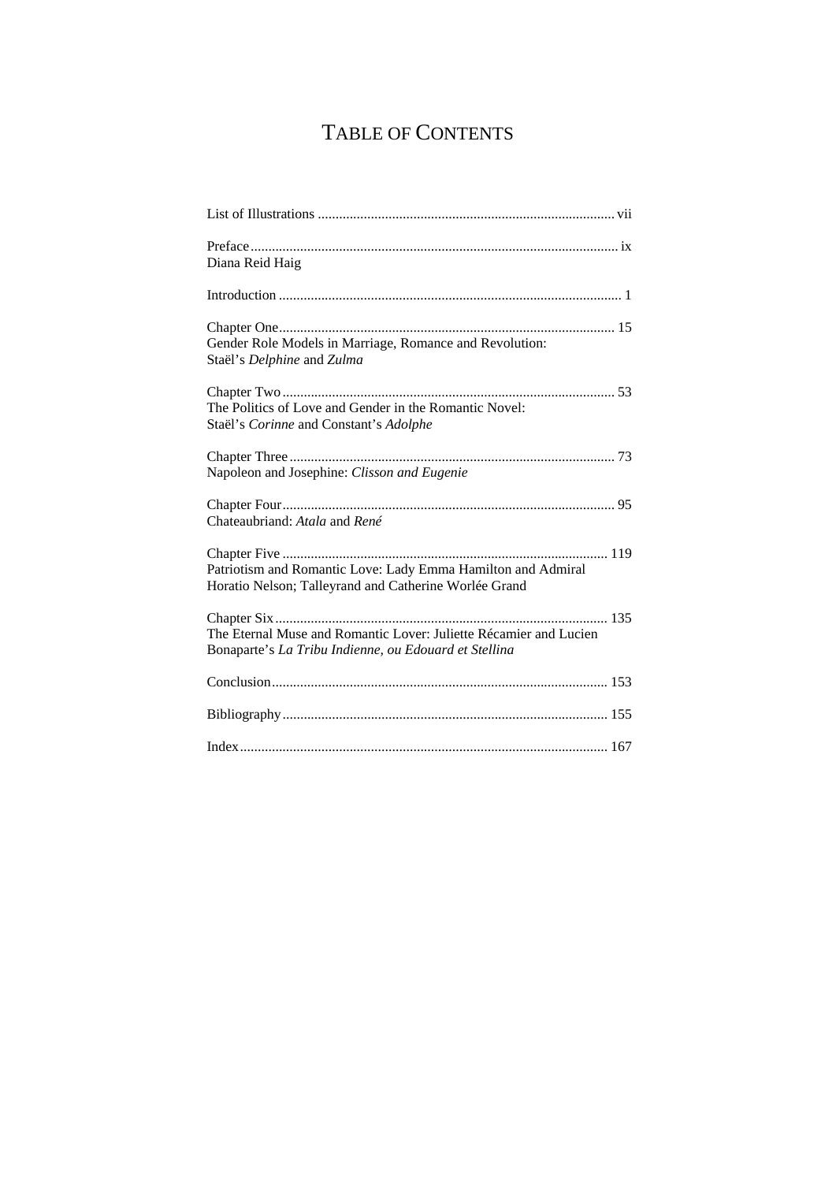# TABLE OF CONTENTS

List of Illustrations ..... vii

Preface ..... ix
Diana Reid Haig

Introduction ..... 1

Chapter One ..... 15
Gender Role Models in Marriage, Romance and Revolution: Staël's *Delphine* and *Zulma*

Chapter Two ..... 53
The Politics of Love and Gender in the Romantic Novel: Staël's *Corinne* and Constant's *Adolphe*

Chapter Three ..... 73
Napoleon and Josephine: *Clisson and Eugenie*

Chapter Four ..... 95
Chateaubriand: *Atala* and *René*

Chapter Five ..... 119
Patriotism and Romantic Love: Lady Emma Hamilton and Admiral Horatio Nelson; Talleyrand and Catherine Worlée Grand

Chapter Six ..... 135
The Eternal Muse and Romantic Lover: Juliette Récamier and Lucien Bonaparte's *La Tribu Indienne, ou Edouard et Stellina*

Conclusion ..... 153

Bibliography ..... 155

Index ..... 167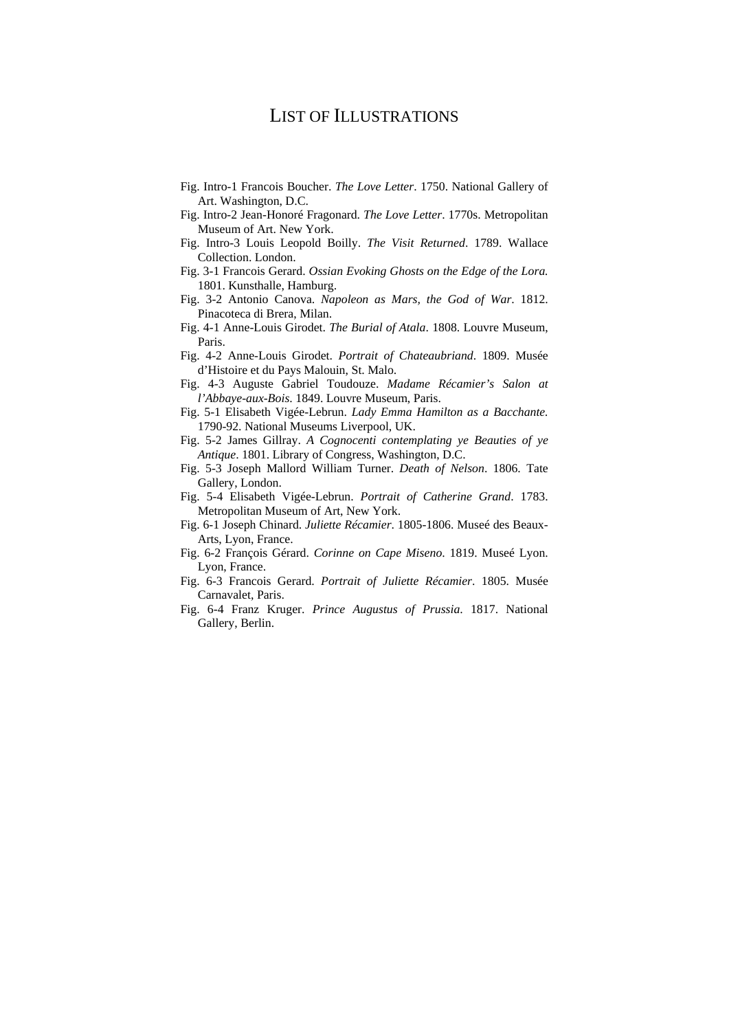# LIST OF ILLUSTRATIONS

Fig. Intro-1 Francois Boucher. *The Love Letter*. 1750. National Gallery of Art. Washington, D.C.

Fig. Intro-2 Jean-Honoré Fragonard. *The Love Letter*. 1770s. Metropolitan Museum of Art. New York.

Fig. Intro-3 Louis Leopold Boilly. *The Visit Returned*. 1789. Wallace Collection. London.

Fig. 3-1 Francois Gerard. *Ossian Evoking Ghosts on the Edge of the Lora.* 1801. Kunsthalle, Hamburg.

Fig. 3-2 Antonio Canova. *Napoleon as Mars, the God of War*. 1812. Pinacoteca di Brera, Milan.

Fig. 4-1 Anne-Louis Girodet. *The Burial of Atala*. 1808. Louvre Museum, Paris.

Fig. 4-2 Anne-Louis Girodet. *Portrait of Chateaubriand*. 1809. Musée d'Histoire et du Pays Malouin, St. Malo.

Fig. 4-3 Auguste Gabriel Toudouze. *Madame Récamier's Salon at l'Abbaye-aux-Bois*. 1849. Louvre Museum, Paris.

Fig. 5-1 Elisabeth Vigée-Lebrun. *Lady Emma Hamilton as a Bacchante.* 1790-92. National Museums Liverpool, UK.

Fig. 5-2 James Gillray. *A Cognocenti contemplating ye Beauties of ye Antique*. 1801. Library of Congress, Washington, D.C.

Fig. 5-3 Joseph Mallord William Turner. *Death of Nelson*. 1806. Tate Gallery, London.

Fig. 5-4 Elisabeth Vigée-Lebrun. *Portrait of Catherine Grand*. 1783. Metropolitan Museum of Art, New York.

Fig. 6-1 Joseph Chinard. *Juliette Récamier*. 1805-1806. Museé des Beaux-Arts, Lyon, France.

Fig. 6-2 François Gérard. *Corinne on Cape Miseno.* 1819. Museé Lyon. Lyon, France.

Fig. 6-3 Francois Gerard. *Portrait of Juliette Récamier*. 1805. Musée Carnavalet, Paris.

Fig. 6-4 Franz Kruger. *Prince Augustus of Prussia.* 1817. National Gallery, Berlin.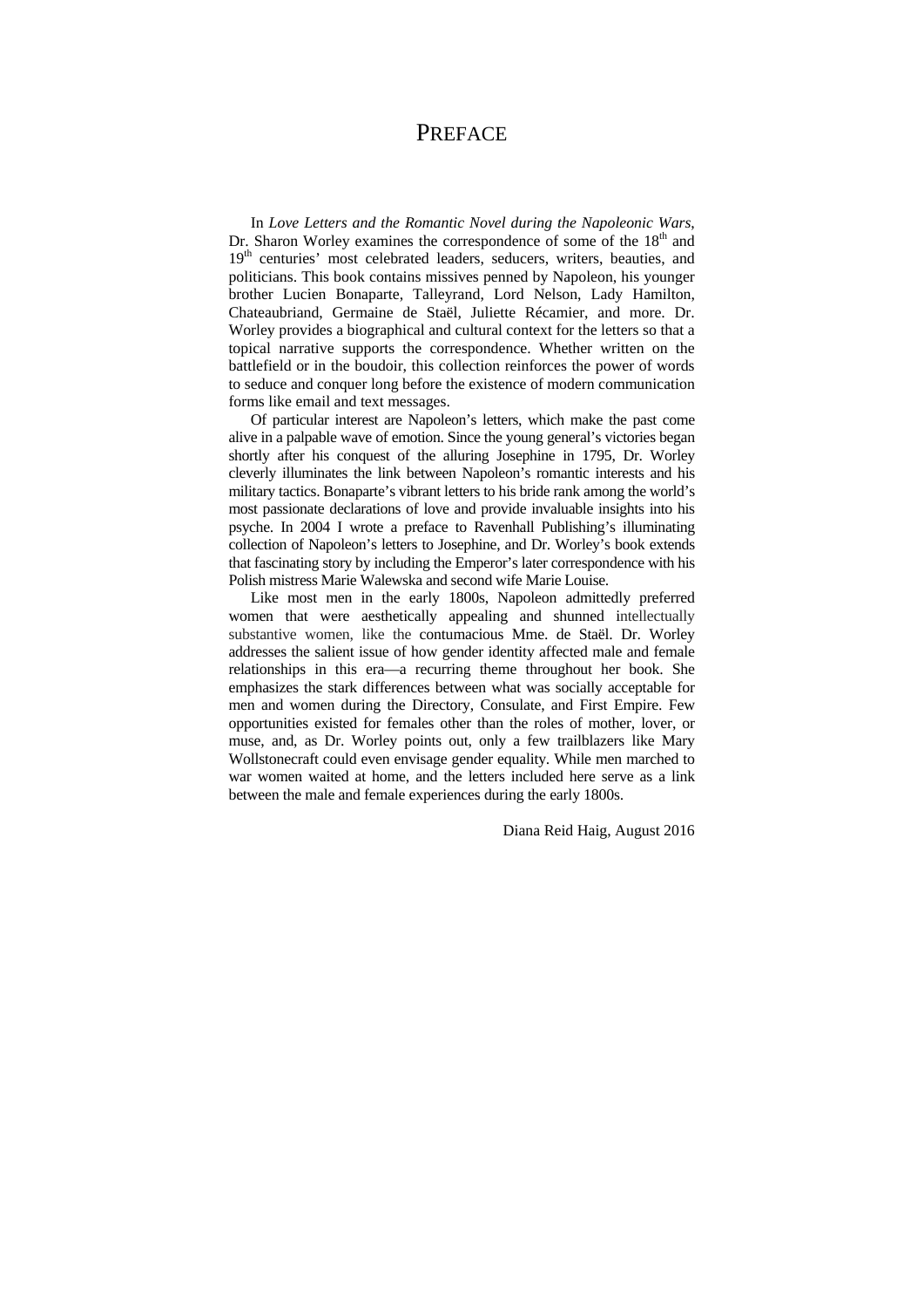# PREFACE

In *Love Letters and the Romantic Novel during the Napoleonic Wars*, Dr. Sharon Worley examines the correspondence of some of the 18th and 19th centuries' most celebrated leaders, seducers, writers, beauties, and politicians. This book contains missives penned by Napoleon, his younger brother Lucien Bonaparte, Talleyrand, Lord Nelson, Lady Hamilton, Chateaubriand, Germaine de Staël, Juliette Récamier, and more. Dr. Worley provides a biographical and cultural context for the letters so that a topical narrative supports the correspondence. Whether written on the battlefield or in the boudoir, this collection reinforces the power of words to seduce and conquer long before the existence of modern communication forms like email and text messages.

Of particular interest are Napoleon's letters, which make the past come alive in a palpable wave of emotion. Since the young general's victories began shortly after his conquest of the alluring Josephine in 1795, Dr. Worley cleverly illuminates the link between Napoleon's romantic interests and his military tactics. Bonaparte's vibrant letters to his bride rank among the world's most passionate declarations of love and provide invaluable insights into his psyche. In 2004 I wrote a preface to Ravenhall Publishing's illuminating collection of Napoleon's letters to Josephine, and Dr. Worley's book extends that fascinating story by including the Emperor's later correspondence with his Polish mistress Marie Walewska and second wife Marie Louise.

Like most men in the early 1800s, Napoleon admittedly preferred women that were aesthetically appealing and shunned intellectually substantive women, like the contumacious Mme. de Staël. Dr. Worley addresses the salient issue of how gender identity affected male and female relationships in this era—a recurring theme throughout her book. She emphasizes the stark differences between what was socially acceptable for men and women during the Directory, Consulate, and First Empire. Few opportunities existed for females other than the roles of mother, lover, or muse, and, as Dr. Worley points out, only a few trailblazers like Mary Wollstonecraft could even envisage gender equality. While men marched to war women waited at home, and the letters included here serve as a link between the male and female experiences during the early 1800s.

Diana Reid Haig, August 2016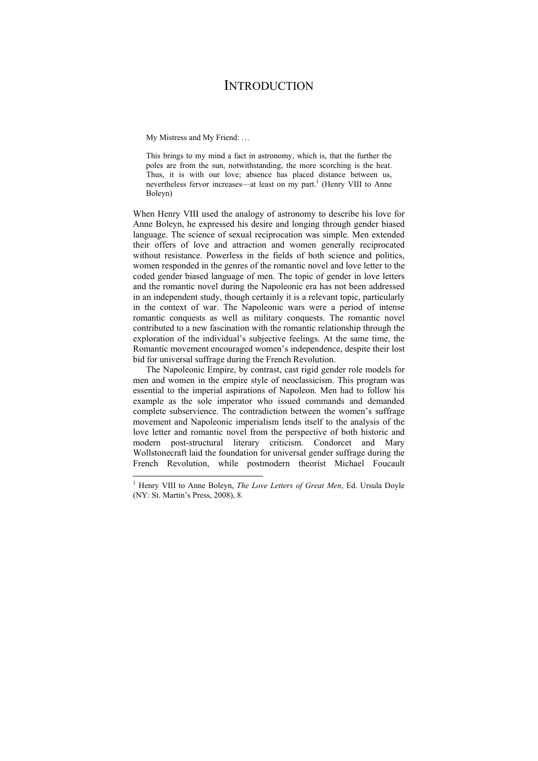# INTRODUCTION

> My Mistress and My Friend: …
>
> This brings to my mind a fact in astronomy, which is, that the further the poles are from the sun, notwithstanding, the more scorching is the heat. Thus, it is with our love; absence has placed distance between us, nevertheless fervor increases—at least on my part.[1] (Henry VIII to Anne Boleyn)

When Henry VIII used the analogy of astronomy to describe his love for Anne Boleyn, he expressed his desire and longing through gender biased language. The science of sexual reciprocation was simple. Men extended their offers of love and attraction and women generally reciprocated without resistance. Powerless in the fields of both science and politics, women responded in the genres of the romantic novel and love letter to the coded gender biased language of men. The topic of gender in love letters and the romantic novel during the Napoleonic era has not been addressed in an independent study, though certainly it is a relevant topic, particularly in the context of war. The Napoleonic wars were a period of intense romantic conquests as well as military conquests. The romantic novel contributed to a new fascination with the romantic relationship through the exploration of the individual's subjective feelings. At the same time, the Romantic movement encouraged women's independence, despite their lost bid for universal suffrage during the French Revolution.

The Napoleonic Empire, by contrast, cast rigid gender role models for men and women in the empire style of neoclassicism. This program was essential to the imperial aspirations of Napoleon. Men had to follow his example as the sole imperator who issued commands and demanded complete subservience. The contradiction between the women's suffrage movement and Napoleonic imperialism lends itself to the analysis of the love letter and romantic novel from the perspective of both historic and modern post-structural literary criticism. Condorcet and Mary Wollstonecraft laid the foundation for universal gender suffrage during the French Revolution, while postmodern theorist Michael Foucault

---

[1] Henry VIII to Anne Boleyn, *The Love Letters of Great Men*, Ed. Ursula Doyle (NY: St. Martin's Press, 2008), 8.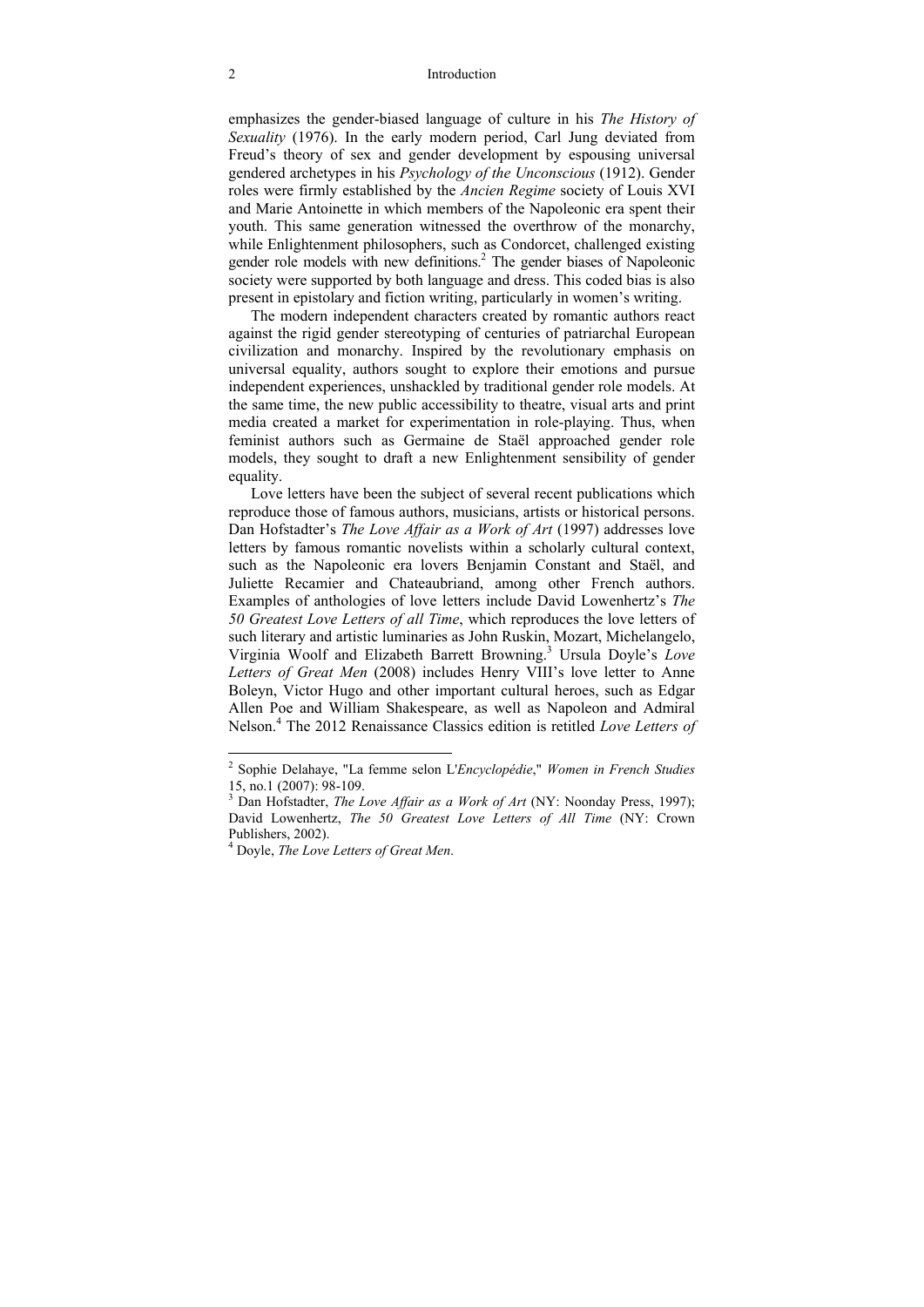emphasizes the gender-biased language of culture in his *The History of Sexuality* (1976). In the early modern period, Carl Jung deviated from Freud's theory of sex and gender development by espousing universal gendered archetypes in his *Psychology of the Unconscious* (1912). Gender roles were firmly established by the *Ancien Regime* society of Louis XVI and Marie Antoinette in which members of the Napoleonic era spent their youth. This same generation witnessed the overthrow of the monarchy, while Enlightenment philosophers, such as Condorcet, challenged existing gender role models with new definitions.[2] The gender biases of Napoleonic society were supported by both language and dress. This coded bias is also present in epistolary and fiction writing, particularly in women's writing.

The modern independent characters created by romantic authors react against the rigid gender stereotyping of centuries of patriarchal European civilization and monarchy. Inspired by the revolutionary emphasis on universal equality, authors sought to explore their emotions and pursue independent experiences, unshackled by traditional gender role models. At the same time, the new public accessibility to theatre, visual arts and print media created a market for experimentation in role-playing. Thus, when feminist authors such as Germaine de Staël approached gender role models, they sought to draft a new Enlightenment sensibility of gender equality.

Love letters have been the subject of several recent publications which reproduce those of famous authors, musicians, artists or historical persons. Dan Hofstadter's *The Love Affair as a Work of Art* (1997) addresses love letters by famous romantic novelists within a scholarly cultural context, such as the Napoleonic era lovers Benjamin Constant and Staël, and Juliette Recamier and Chateaubriand, among other French authors. Examples of anthologies of love letters include David Lowenhertz's *The 50 Greatest Love Letters of all Time*, which reproduces the love letters of such literary and artistic luminaries as John Ruskin, Mozart, Michelangelo, Virginia Woolf and Elizabeth Barrett Browning.[3] Ursula Doyle's *Love Letters of Great Men* (2008) includes Henry VIII's love letter to Anne Boleyn, Victor Hugo and other important cultural heroes, such as Edgar Allen Poe and William Shakespeare, as well as Napoleon and Admiral Nelson.[4] The 2012 Renaissance Classics edition is retitled *Love Letters of*

---

[2] Sophie Delahaye, "La femme selon L'*Encyclopédie*," *Women in French Studies* 15, no.1 (2007): 98-109.

[3] Dan Hofstadter, *The Love Affair as a Work of Art* (NY: Noonday Press, 1997); David Lowenhertz, *The 50 Greatest Love Letters of All Time* (NY: Crown Publishers, 2002).

[4] Doyle, *The Love Letters of Great Men*.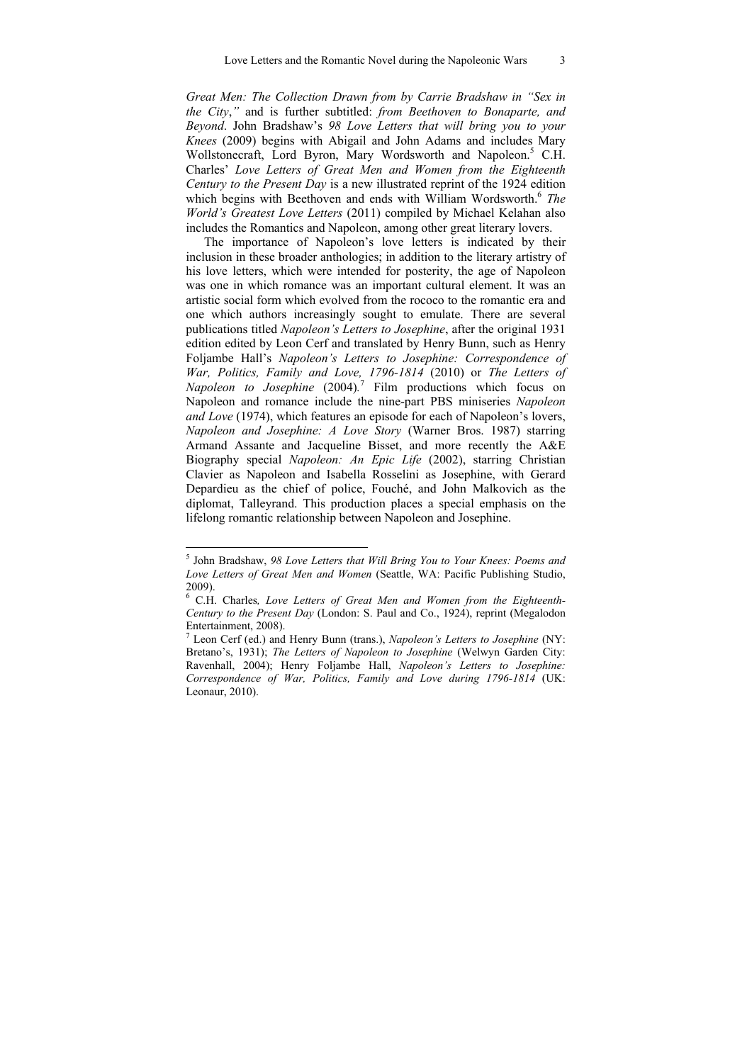*Great Men: The Collection Drawn from by Carrie Bradshaw in "Sex in the City*,*"* and is further subtitled: *from Beethoven to Bonaparte, and Beyond*. John Bradshaw's *98 Love Letters that will bring you to your Knees* (2009) begins with Abigail and John Adams and includes Mary Wollstonecraft, Lord Byron, Mary Wordsworth and Napoleon.[5] C.H. Charles' *Love Letters of Great Men and Women from the Eighteenth Century to the Present Day* is a new illustrated reprint of the 1924 edition which begins with Beethoven and ends with William Wordsworth.[6] *The World's Greatest Love Letters* (2011) compiled by Michael Kelahan also includes the Romantics and Napoleon, among other great literary lovers.

The importance of Napoleon's love letters is indicated by their inclusion in these broader anthologies; in addition to the literary artistry of his love letters, which were intended for posterity, the age of Napoleon was one in which romance was an important cultural element. It was an artistic social form which evolved from the rococo to the romantic era and one which authors increasingly sought to emulate. There are several publications titled *Napoleon's Letters to Josephine*, after the original 1931 edition edited by Leon Cerf and translated by Henry Bunn, such as Henry Foljambe Hall's *Napoleon's Letters to Josephine: Correspondence of War, Politics, Family and Love, 1796-1814* (2010) or *The Letters of Napoleon to Josephine* (2004).[7] Film productions which focus on Napoleon and romance include the nine-part PBS miniseries *Napoleon and Love* (1974), which features an episode for each of Napoleon's lovers, *Napoleon and Josephine: A Love Story* (Warner Bros. 1987) starring Armand Assante and Jacqueline Bisset, and more recently the A&E Biography special *Napoleon: An Epic Life* (2002), starring Christian Clavier as Napoleon and Isabella Rosselini as Josephine, with Gerard Depardieu as the chief of police, Fouché, and John Malkovich as the diplomat, Talleyrand. This production places a special emphasis on the lifelong romantic relationship between Napoleon and Josephine.

---

[5] John Bradshaw, *98 Love Letters that Will Bring You to Your Knees: Poems and Love Letters of Great Men and Women* (Seattle, WA: Pacific Publishing Studio, 2009).

[6] C.H. Charles*, Love Letters of Great Men and Women from the Eighteenth-Century to the Present Day* (London: S. Paul and Co., 1924), reprint (Megalodon Entertainment, 2008).

[7] Leon Cerf (ed.) and Henry Bunn (trans.), *Napoleon's Letters to Josephine* (NY: Bretano's, 1931); *The Letters of Napoleon to Josephine* (Welwyn Garden City: Ravenhall, 2004); Henry Foljambe Hall, *Napoleon's Letters to Josephine: Correspondence of War, Politics, Family and Love during 1796-1814* (UK: Leonaur, 2010).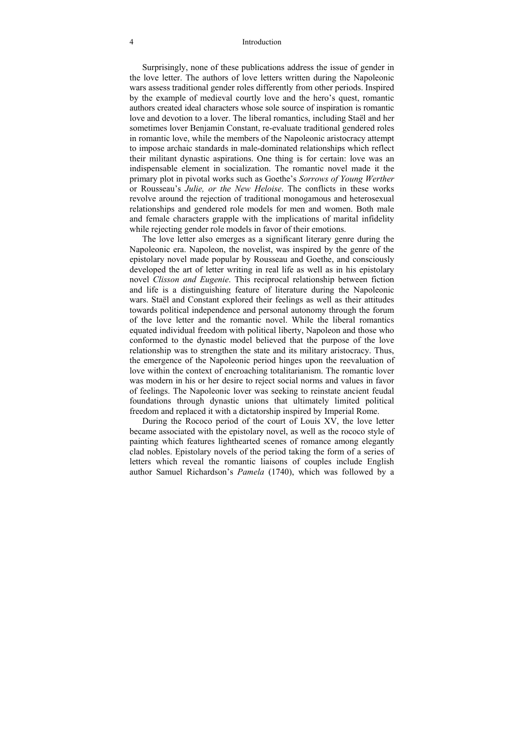Surprisingly, none of these publications address the issue of gender in the love letter. The authors of love letters written during the Napoleonic wars assess traditional gender roles differently from other periods. Inspired by the example of medieval courtly love and the hero's quest, romantic authors created ideal characters whose sole source of inspiration is romantic love and devotion to a lover. The liberal romantics, including Staël and her sometimes lover Benjamin Constant, re-evaluate traditional gendered roles in romantic love, while the members of the Napoleonic aristocracy attempt to impose archaic standards in male-dominated relationships which reflect their militant dynastic aspirations. One thing is for certain: love was an indispensable element in socialization. The romantic novel made it the primary plot in pivotal works such as Goethe's *Sorrows of Young Werther* or Rousseau's *Julie, or the New Heloise*. The conflicts in these works revolve around the rejection of traditional monogamous and heterosexual relationships and gendered role models for men and women. Both male and female characters grapple with the implications of marital infidelity while rejecting gender role models in favor of their emotions.

The love letter also emerges as a significant literary genre during the Napoleonic era. Napoleon, the novelist, was inspired by the genre of the epistolary novel made popular by Rousseau and Goethe, and consciously developed the art of letter writing in real life as well as in his epistolary novel *Clisson and Eugenie*. This reciprocal relationship between fiction and life is a distinguishing feature of literature during the Napoleonic wars. Staël and Constant explored their feelings as well as their attitudes towards political independence and personal autonomy through the forum of the love letter and the romantic novel. While the liberal romantics equated individual freedom with political liberty, Napoleon and those who conformed to the dynastic model believed that the purpose of the love relationship was to strengthen the state and its military aristocracy. Thus, the emergence of the Napoleonic period hinges upon the reevaluation of love within the context of encroaching totalitarianism. The romantic lover was modern in his or her desire to reject social norms and values in favor of feelings. The Napoleonic lover was seeking to reinstate ancient feudal foundations through dynastic unions that ultimately limited political freedom and replaced it with a dictatorship inspired by Imperial Rome.

During the Rococo period of the court of Louis XV, the love letter became associated with the epistolary novel, as well as the rococo style of painting which features lighthearted scenes of romance among elegantly clad nobles. Epistolary novels of the period taking the form of a series of letters which reveal the romantic liaisons of couples include English author Samuel Richardson's *Pamela* (1740), which was followed by a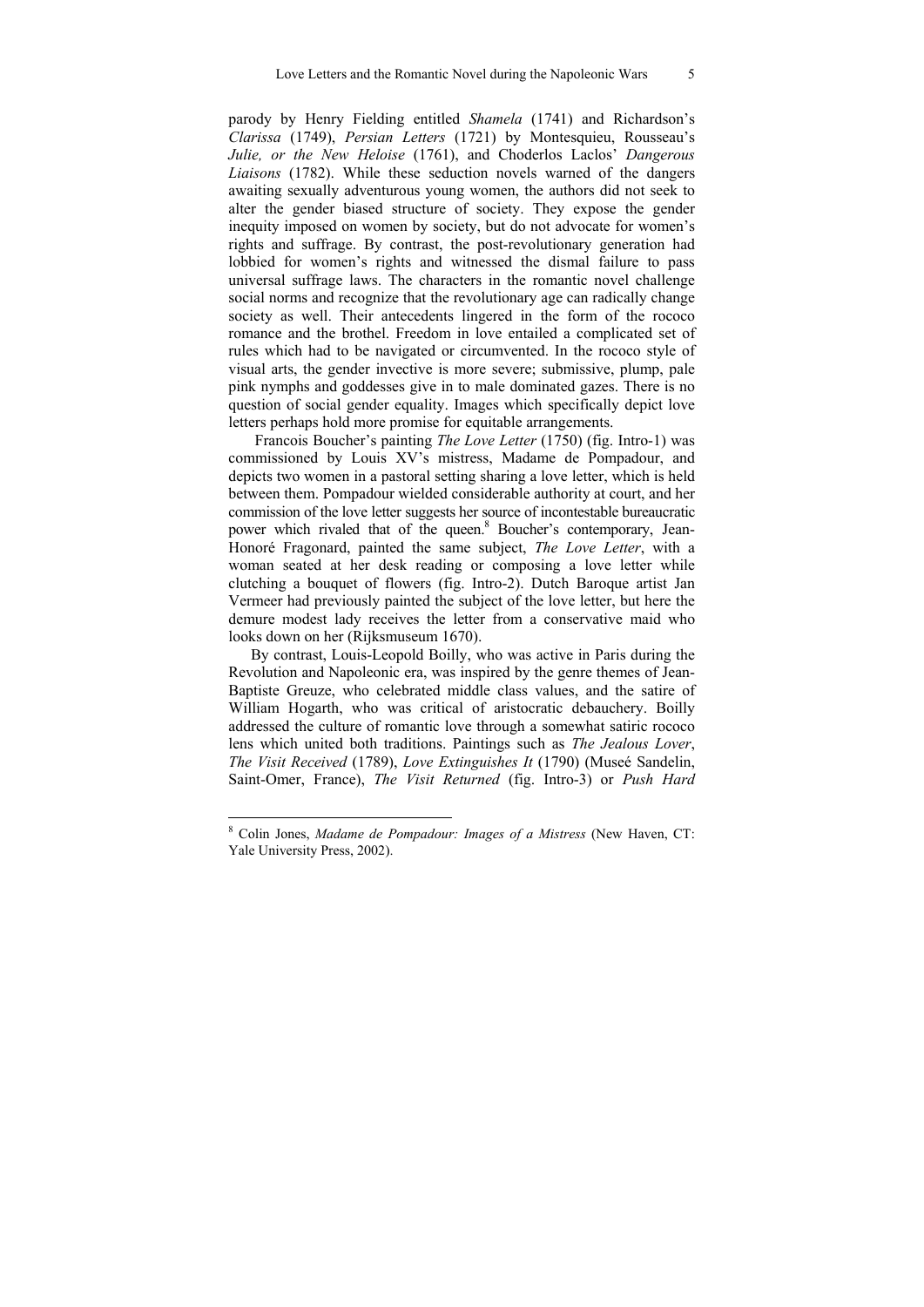parody by Henry Fielding entitled *Shamela* (1741) and Richardson's *Clarissa* (1749), *Persian Letters* (1721) by Montesquieu, Rousseau's *Julie, or the New Heloise* (1761), and Choderlos Laclos' *Dangerous Liaisons* (1782). While these seduction novels warned of the dangers awaiting sexually adventurous young women, the authors did not seek to alter the gender biased structure of society. They expose the gender inequity imposed on women by society, but do not advocate for women's rights and suffrage. By contrast, the post-revolutionary generation had lobbied for women's rights and witnessed the dismal failure to pass universal suffrage laws. The characters in the romantic novel challenge social norms and recognize that the revolutionary age can radically change society as well. Their antecedents lingered in the form of the rococo romance and the brothel. Freedom in love entailed a complicated set of rules which had to be navigated or circumvented. In the rococo style of visual arts, the gender invective is more severe; submissive, plump, pale pink nymphs and goddesses give in to male dominated gazes. There is no question of social gender equality. Images which specifically depict love letters perhaps hold more promise for equitable arrangements.

Francois Boucher's painting *The Love Letter* (1750) (fig. Intro-1) was commissioned by Louis XV's mistress, Madame de Pompadour, and depicts two women in a pastoral setting sharing a love letter, which is held between them. Pompadour wielded considerable authority at court, and her commission of the love letter suggests her source of incontestable bureaucratic power which rivaled that of the queen.[8] Boucher's contemporary, Jean-Honoré Fragonard, painted the same subject, *The Love Letter*, with a woman seated at her desk reading or composing a love letter while clutching a bouquet of flowers (fig. Intro-2). Dutch Baroque artist Jan Vermeer had previously painted the subject of the love letter, but here the demure modest lady receives the letter from a conservative maid who looks down on her (Rijksmuseum 1670).

By contrast, Louis-Leopold Boilly, who was active in Paris during the Revolution and Napoleonic era, was inspired by the genre themes of Jean-Baptiste Greuze, who celebrated middle class values, and the satire of William Hogarth, who was critical of aristocratic debauchery. Boilly addressed the culture of romantic love through a somewhat satiric rococo lens which united both traditions. Paintings such as *The Jealous Lover*, *The Visit Received* (1789), *Love Extinguishes It* (1790) (Museé Sandelin, Saint-Omer, France), *The Visit Returned* (fig. Intro-3) or *Push Hard*

---

[8] Colin Jones, *Madame de Pompadour: Images of a Mistress* (New Haven, CT: Yale University Press, 2002).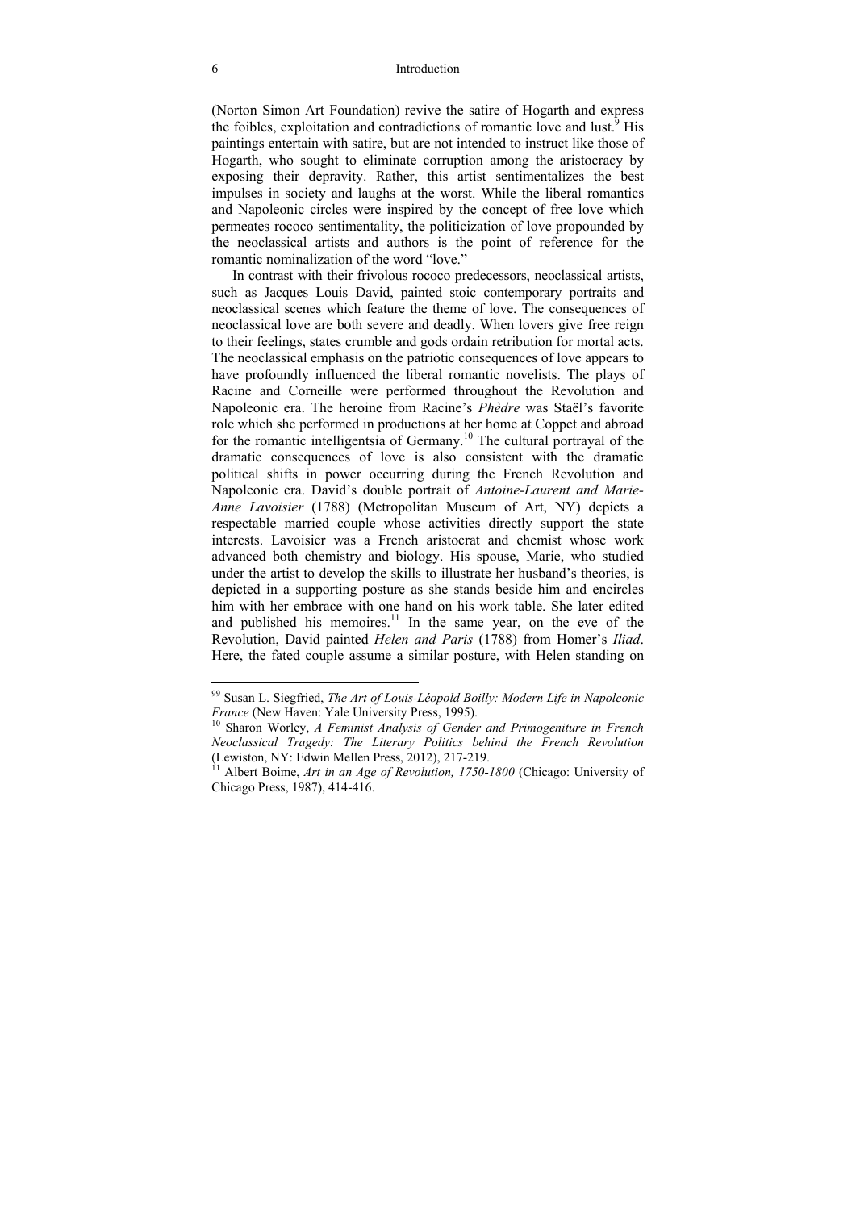(Norton Simon Art Foundation) revive the satire of Hogarth and express the foibles, exploitation and contradictions of romantic love and lust.[9] His paintings entertain with satire, but are not intended to instruct like those of Hogarth, who sought to eliminate corruption among the aristocracy by exposing their depravity. Rather, this artist sentimentalizes the best impulses in society and laughs at the worst. While the liberal romantics and Napoleonic circles were inspired by the concept of free love which permeates rococo sentimentality, the politicization of love propounded by the neoclassical artists and authors is the point of reference for the romantic nominalization of the word "love."

In contrast with their frivolous rococo predecessors, neoclassical artists, such as Jacques Louis David, painted stoic contemporary portraits and neoclassical scenes which feature the theme of love. The consequences of neoclassical love are both severe and deadly. When lovers give free reign to their feelings, states crumble and gods ordain retribution for mortal acts. The neoclassical emphasis on the patriotic consequences of love appears to have profoundly influenced the liberal romantic novelists. The plays of Racine and Corneille were performed throughout the Revolution and Napoleonic era. The heroine from Racine's *Phèdre* was Staël's favorite role which she performed in productions at her home at Coppet and abroad for the romantic intelligentsia of Germany.[10] The cultural portrayal of the dramatic consequences of love is also consistent with the dramatic political shifts in power occurring during the French Revolution and Napoleonic era. David's double portrait of *Antoine-Laurent and Marie-Anne Lavoisier* (1788) (Metropolitan Museum of Art, NY) depicts a respectable married couple whose activities directly support the state interests. Lavoisier was a French aristocrat and chemist whose work advanced both chemistry and biology. His spouse, Marie, who studied under the artist to develop the skills to illustrate her husband's theories, is depicted in a supporting posture as she stands beside him and encircles him with her embrace with one hand on his work table. She later edited and published his memoires.[11] In the same year, on the eve of the Revolution, David painted *Helen and Paris* (1788) from Homer's *Iliad*. Here, the fated couple assume a similar posture, with Helen standing on

---

[99] Susan L. Siegfried, *The Art of Louis-Léopold Boilly: Modern Life in Napoleonic France* (New Haven: Yale University Press, 1995).

[10] Sharon Worley, *A Feminist Analysis of Gender and Primogeniture in French Neoclassical Tragedy: The Literary Politics behind the French Revolution* (Lewiston, NY: Edwin Mellen Press, 2012), 217-219.

[11] Albert Boime, *Art in an Age of Revolution, 1750-1800* (Chicago: University of Chicago Press, 1987), 414-416.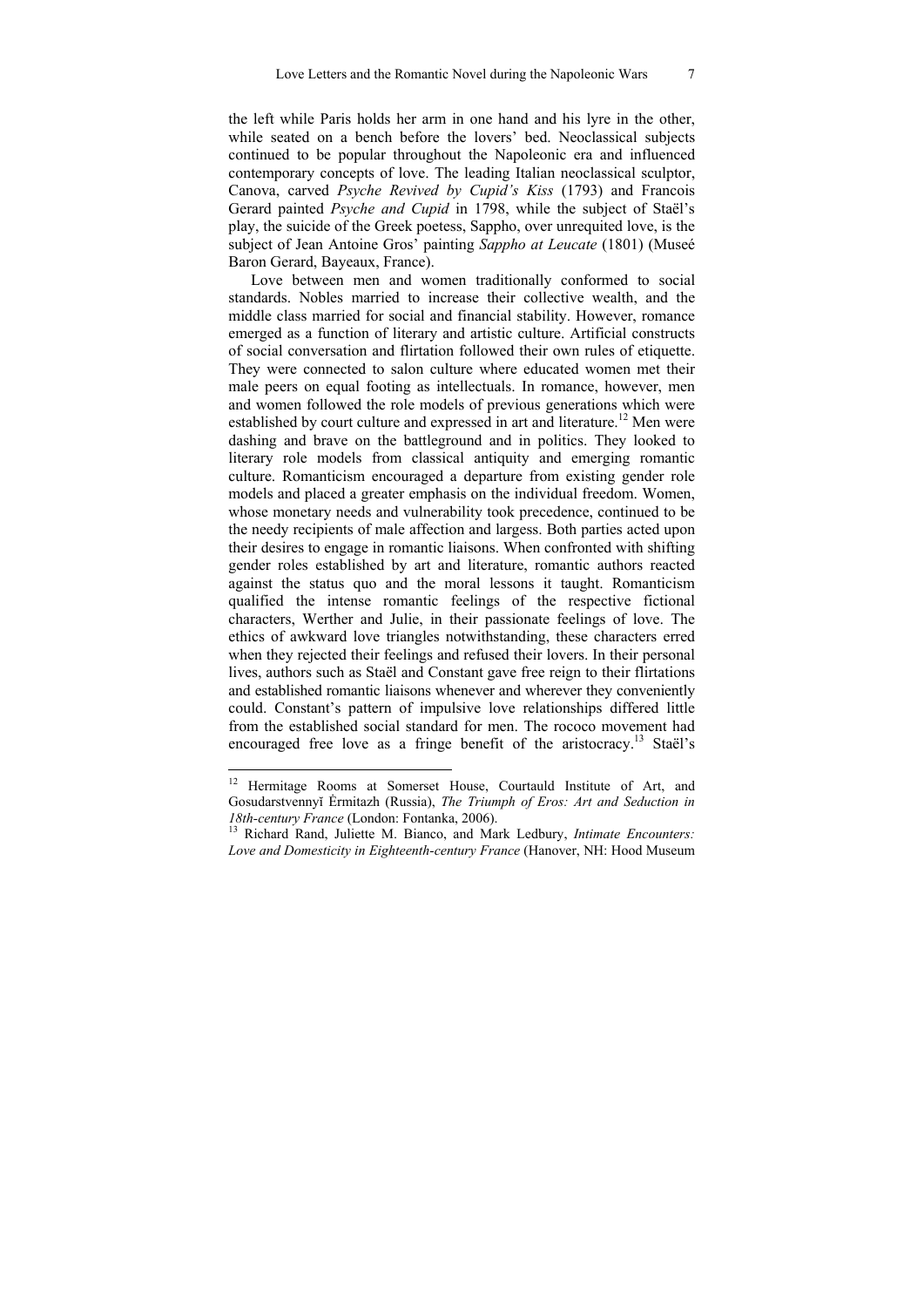the left while Paris holds her arm in one hand and his lyre in the other, while seated on a bench before the lovers' bed. Neoclassical subjects continued to be popular throughout the Napoleonic era and influenced contemporary concepts of love. The leading Italian neoclassical sculptor, Canova, carved *Psyche Revived by Cupid's Kiss* (1793) and Francois Gerard painted *Psyche and Cupid* in 1798, while the subject of Staël's play, the suicide of the Greek poetess, Sappho, over unrequited love, is the subject of Jean Antoine Gros' painting *Sappho at Leucate* (1801) (Museé Baron Gerard, Bayeaux, France).

Love between men and women traditionally conformed to social standards. Nobles married to increase their collective wealth, and the middle class married for social and financial stability. However, romance emerged as a function of literary and artistic culture. Artificial constructs of social conversation and flirtation followed their own rules of etiquette. They were connected to salon culture where educated women met their male peers on equal footing as intellectuals. In romance, however, men and women followed the role models of previous generations which were established by court culture and expressed in art and literature.[12] Men were dashing and brave on the battleground and in politics. They looked to literary role models from classical antiquity and emerging romantic culture. Romanticism encouraged a departure from existing gender role models and placed a greater emphasis on the individual freedom. Women, whose monetary needs and vulnerability took precedence, continued to be the needy recipients of male affection and largess. Both parties acted upon their desires to engage in romantic liaisons. When confronted with shifting gender roles established by art and literature, romantic authors reacted against the status quo and the moral lessons it taught. Romanticism qualified the intense romantic feelings of the respective fictional characters, Werther and Julie, in their passionate feelings of love. The ethics of awkward love triangles notwithstanding, these characters erred when they rejected their feelings and refused their lovers. In their personal lives, authors such as Staël and Constant gave free reign to their flirtations and established romantic liaisons whenever and wherever they conveniently could. Constant's pattern of impulsive love relationships differed little from the established social standard for men. The rococo movement had encouraged free love as a fringe benefit of the aristocracy.[13] Staël's

---

[12] Hermitage Rooms at Somerset House, Courtauld Institute of Art, and Gosudarstvennyĭ Ėrmitazh (Russia), *The Triumph of Eros: Art and Seduction in 18th-century France* (London: Fontanka, 2006).

[13] Richard Rand, Juliette M. Bianco, and Mark Ledbury, *Intimate Encounters: Love and Domesticity in Eighteenth-century France* (Hanover, NH: Hood Museum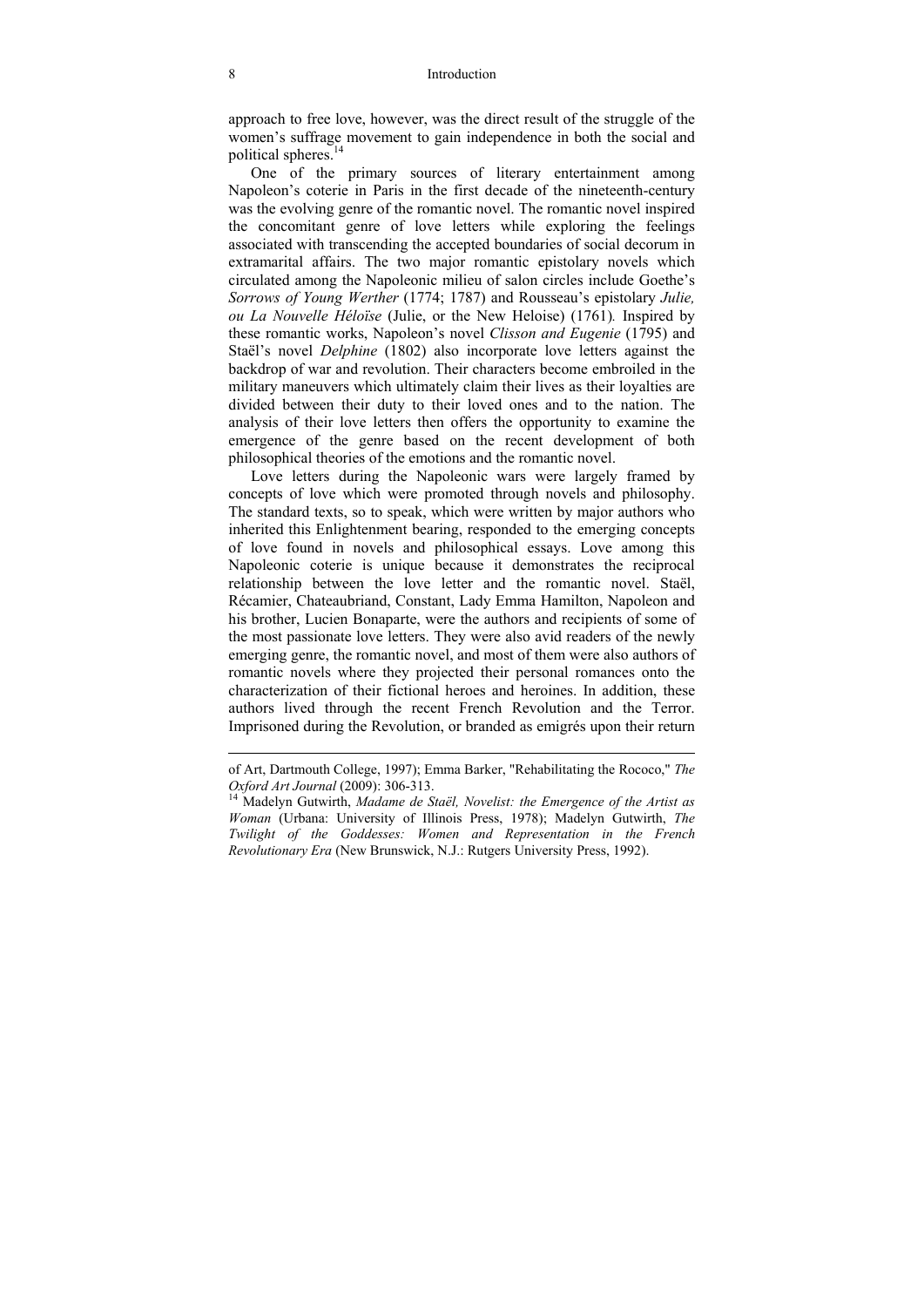approach to free love, however, was the direct result of the struggle of the women's suffrage movement to gain independence in both the social and political spheres.[14]

One of the primary sources of literary entertainment among Napoleon's coterie in Paris in the first decade of the nineteenth-century was the evolving genre of the romantic novel. The romantic novel inspired the concomitant genre of love letters while exploring the feelings associated with transcending the accepted boundaries of social decorum in extramarital affairs. The two major romantic epistolary novels which circulated among the Napoleonic milieu of salon circles include Goethe's *Sorrows of Young Werther* (1774; 1787) and Rousseau's epistolary *Julie, ou La Nouvelle Héloïse* (Julie, or the New Heloise) (1761)*.* Inspired by these romantic works, Napoleon's novel *Clisson and Eugenie* (1795) and Staël's novel *Delphine* (1802) also incorporate love letters against the backdrop of war and revolution. Their characters become embroiled in the military maneuvers which ultimately claim their lives as their loyalties are divided between their duty to their loved ones and to the nation. The analysis of their love letters then offers the opportunity to examine the emergence of the genre based on the recent development of both philosophical theories of the emotions and the romantic novel.

Love letters during the Napoleonic wars were largely framed by concepts of love which were promoted through novels and philosophy. The standard texts, so to speak, which were written by major authors who inherited this Enlightenment bearing, responded to the emerging concepts of love found in novels and philosophical essays. Love among this Napoleonic coterie is unique because it demonstrates the reciprocal relationship between the love letter and the romantic novel. Staël, Récamier, Chateaubriand, Constant, Lady Emma Hamilton, Napoleon and his brother, Lucien Bonaparte, were the authors and recipients of some of the most passionate love letters. They were also avid readers of the newly emerging genre, the romantic novel, and most of them were also authors of romantic novels where they projected their personal romances onto the characterization of their fictional heroes and heroines. In addition, these authors lived through the recent French Revolution and the Terror. Imprisoned during the Revolution, or branded as emigrés upon their return

---

of Art, Dartmouth College, 1997); Emma Barker, "Rehabilitating the Rococo," *The Oxford Art Journal* (2009): 306-313.

[14] Madelyn Gutwirth, *Madame de Staël, Novelist: the Emergence of the Artist as Woman* (Urbana: University of Illinois Press, 1978); Madelyn Gutwirth, *The Twilight of the Goddesses: Women and Representation in the French Revolutionary Era* (New Brunswick, N.J.: Rutgers University Press, 1992).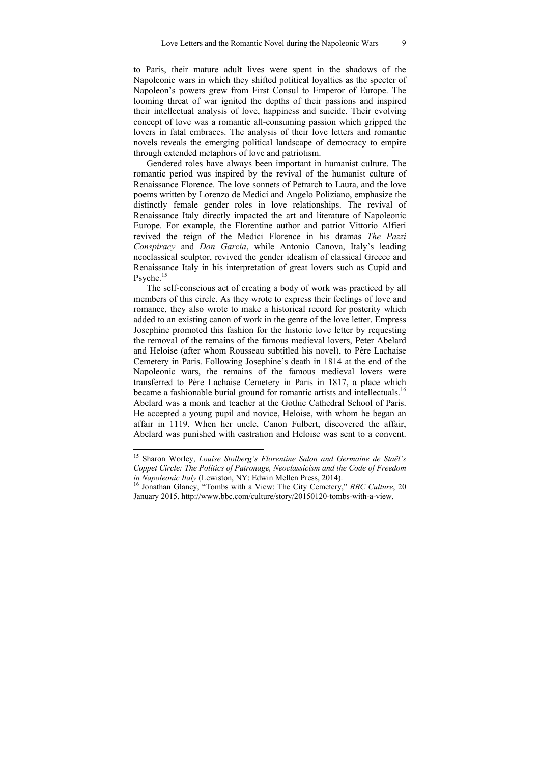to Paris, their mature adult lives were spent in the shadows of the Napoleonic wars in which they shifted political loyalties as the specter of Napoleon's powers grew from First Consul to Emperor of Europe. The looming threat of war ignited the depths of their passions and inspired their intellectual analysis of love, happiness and suicide. Their evolving concept of love was a romantic all-consuming passion which gripped the lovers in fatal embraces. The analysis of their love letters and romantic novels reveals the emerging political landscape of democracy to empire through extended metaphors of love and patriotism.

Gendered roles have always been important in humanist culture. The romantic period was inspired by the revival of the humanist culture of Renaissance Florence. The love sonnets of Petrarch to Laura, and the love poems written by Lorenzo de Medici and Angelo Poliziano, emphasize the distinctly female gender roles in love relationships. The revival of Renaissance Italy directly impacted the art and literature of Napoleonic Europe. For example, the Florentine author and patriot Vittorio Alfieri revived the reign of the Medici Florence in his dramas *The Pazzi Conspiracy* and *Don Garcia*, while Antonio Canova, Italy's leading neoclassical sculptor, revived the gender idealism of classical Greece and Renaissance Italy in his interpretation of great lovers such as Cupid and Psyche.[15]

The self-conscious act of creating a body of work was practiced by all members of this circle. As they wrote to express their feelings of love and romance, they also wrote to make a historical record for posterity which added to an existing canon of work in the genre of the love letter. Empress Josephine promoted this fashion for the historic love letter by requesting the removal of the remains of the famous medieval lovers, Peter Abelard and Heloise (after whom Rousseau subtitled his novel), to Père Lachaise Cemetery in Paris. Following Josephine's death in 1814 at the end of the Napoleonic wars, the remains of the famous medieval lovers were transferred to Père Lachaise Cemetery in Paris in 1817, a place which became a fashionable burial ground for romantic artists and intellectuals.[16] Abelard was a monk and teacher at the Gothic Cathedral School of Paris. He accepted a young pupil and novice, Heloise, with whom he began an affair in 1119. When her uncle, Canon Fulbert, discovered the affair, Abelard was punished with castration and Heloise was sent to a convent.

---

[15] Sharon Worley, *Louise Stolberg's Florentine Salon and Germaine de Staël's Coppet Circle: The Politics of Patronage, Neoclassicism and the Code of Freedom in Napoleonic Italy* (Lewiston, NY: Edwin Mellen Press, 2014).

[16] Jonathan Glancy, "Tombs with a View: The City Cemetery," *BBC Culture*, 20 January 2015. http://www.bbc.com/culture/story/20150120-tombs-with-a-view.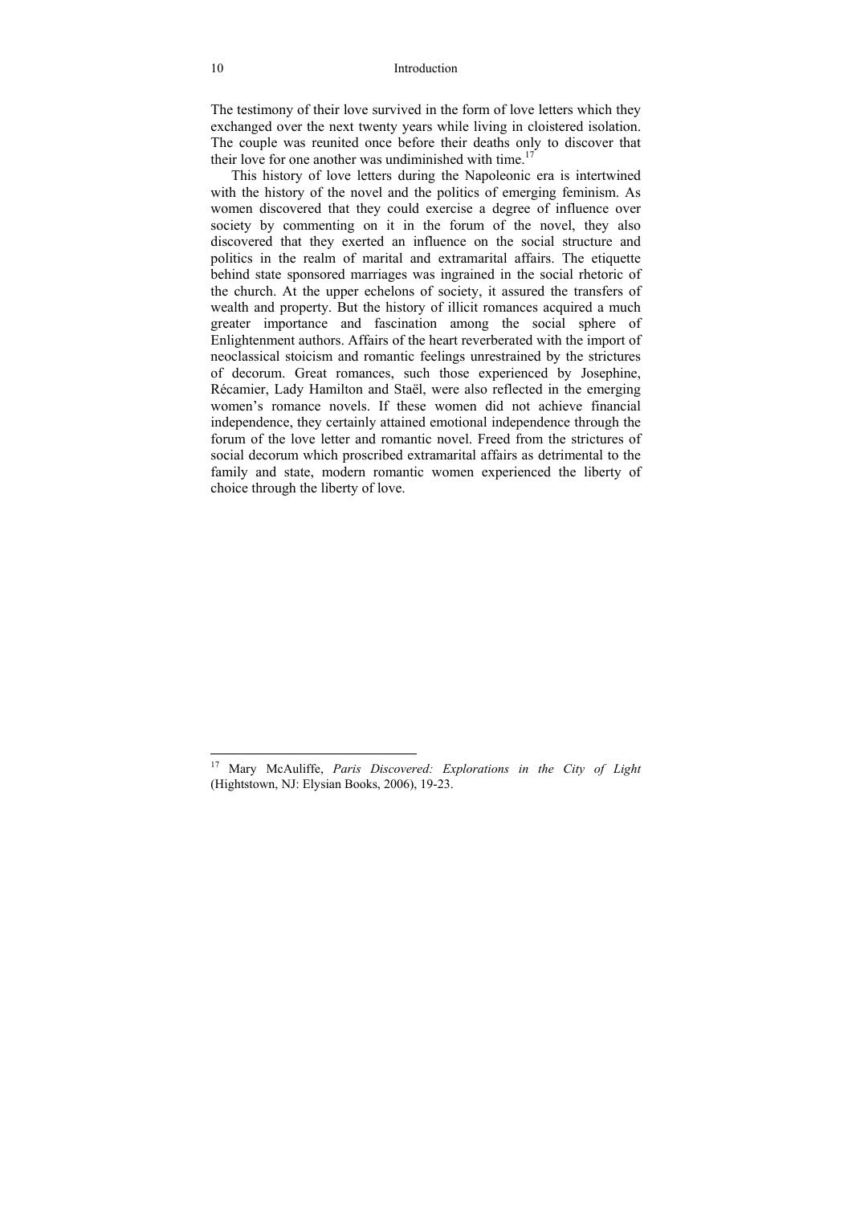The testimony of their love survived in the form of love letters which they exchanged over the next twenty years while living in cloistered isolation. The couple was reunited once before their deaths only to discover that their love for one another was undiminished with time.[17]

This history of love letters during the Napoleonic era is intertwined with the history of the novel and the politics of emerging feminism. As women discovered that they could exercise a degree of influence over society by commenting on it in the forum of the novel, they also discovered that they exerted an influence on the social structure and politics in the realm of marital and extramarital affairs. The etiquette behind state sponsored marriages was ingrained in the social rhetoric of the church. At the upper echelons of society, it assured the transfers of wealth and property. But the history of illicit romances acquired a much greater importance and fascination among the social sphere of Enlightenment authors. Affairs of the heart reverberated with the import of neoclassical stoicism and romantic feelings unrestrained by the strictures of decorum. Great romances, such those experienced by Josephine, Récamier, Lady Hamilton and Staël, were also reflected in the emerging women's romance novels. If these women did not achieve financial independence, they certainly attained emotional independence through the forum of the love letter and romantic novel. Freed from the strictures of social decorum which proscribed extramarital affairs as detrimental to the family and state, modern romantic women experienced the liberty of choice through the liberty of love.

---

[17] Mary McAuliffe, *Paris Discovered: Explorations in the City of Light* (Hightstown, NJ: Elysian Books, 2006), 19-23.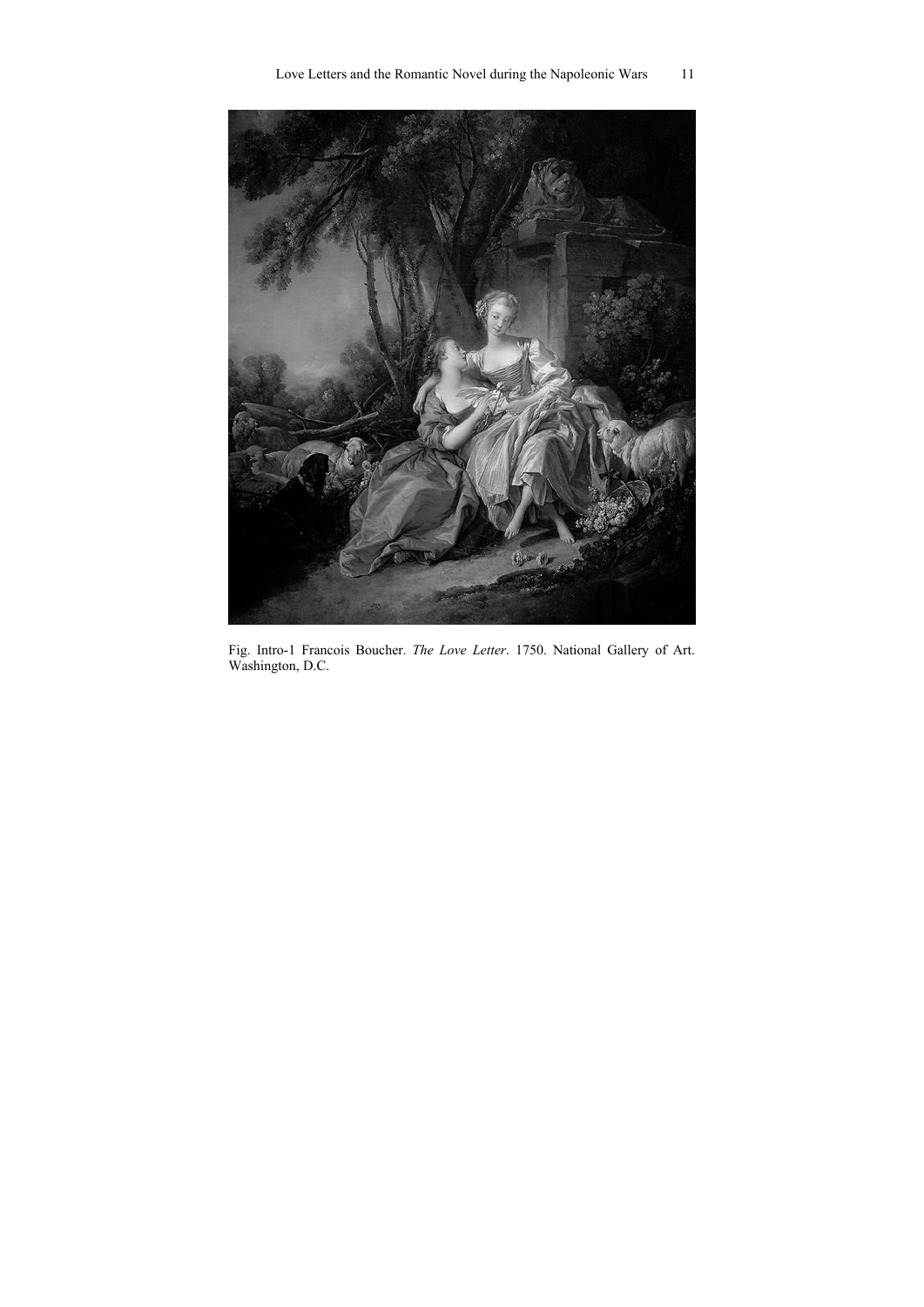Fig. Intro-1 Francois Boucher. *The Love Letter*. 1750. National Gallery of Art. Washington, D.C.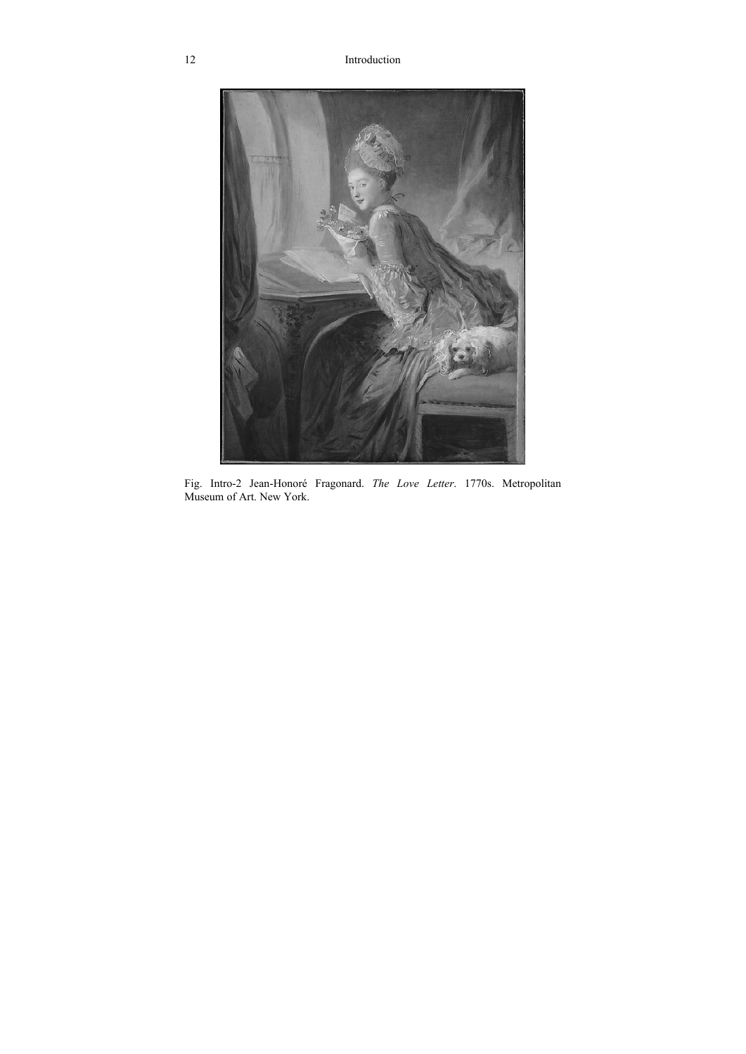Fig. Intro-2 Jean-Honoré Fragonard. *The Love Letter*. 1770s. Metropolitan Museum of Art. New York.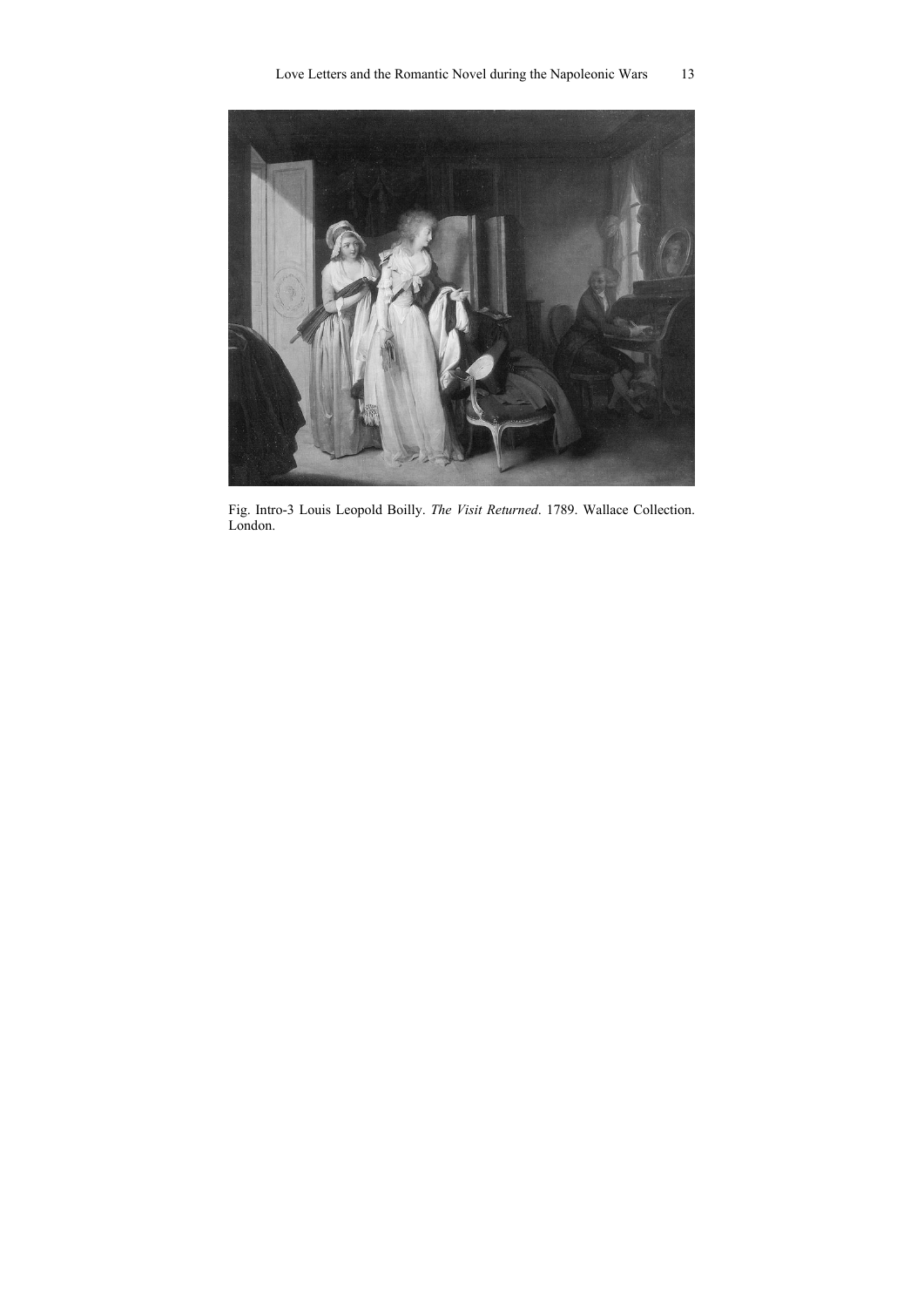Fig. Intro-3 Louis Leopold Boilly. *The Visit Returned*. 1789. Wallace Collection. London.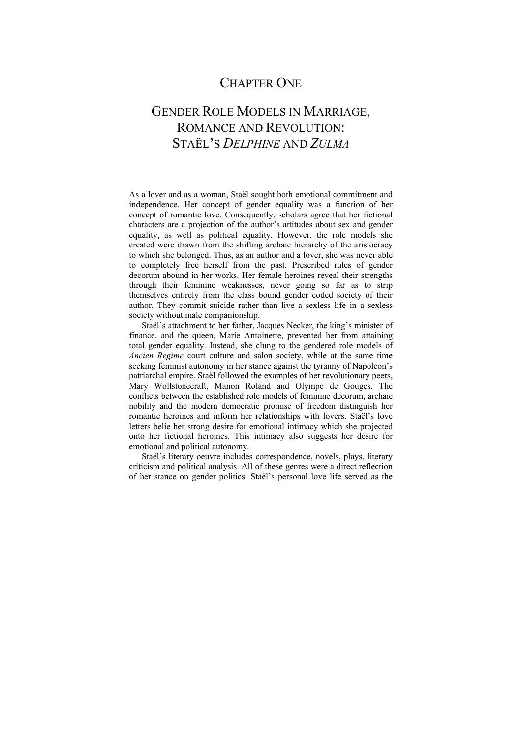# CHAPTER ONE

# GENDER ROLE MODELS IN MARRIAGE, ROMANCE AND REVOLUTION: STAËL'S *DELPHINE* AND *ZULMA*

As a lover and as a woman, Staël sought both emotional commitment and independence. Her concept of gender equality was a function of her concept of romantic love. Consequently, scholars agree that her fictional characters are a projection of the author's attitudes about sex and gender equality, as well as political equality. However, the role models she created were drawn from the shifting archaic hierarchy of the aristocracy to which she belonged. Thus, as an author and a lover, she was never able to completely free herself from the past. Prescribed rules of gender decorum abound in her works. Her female heroines reveal their strengths through their feminine weaknesses, never going so far as to strip themselves entirely from the class bound gender coded society of their author. They commit suicide rather than live a sexless life in a sexless society without male companionship.

Staël's attachment to her father, Jacques Necker, the king's minister of finance, and the queen, Marie Antoinette, prevented her from attaining total gender equality. Instead, she clung to the gendered role models of *Ancien Regime* court culture and salon society, while at the same time seeking feminist autonomy in her stance against the tyranny of Napoleon's patriarchal empire. Staël followed the examples of her revolutionary peers, Mary Wollstonecraft, Manon Roland and Olympe de Gouges. The conflicts between the established role models of feminine decorum, archaic nobility and the modern democratic promise of freedom distinguish her romantic heroines and inform her relationships with lovers. Staël's love letters belie her strong desire for emotional intimacy which she projected onto her fictional heroines. This intimacy also suggests her desire for emotional and political autonomy.

Staël's literary oeuvre includes correspondence, novels, plays, literary criticism and political analysis. All of these genres were a direct reflection of her stance on gender politics. Staël's personal love life served as the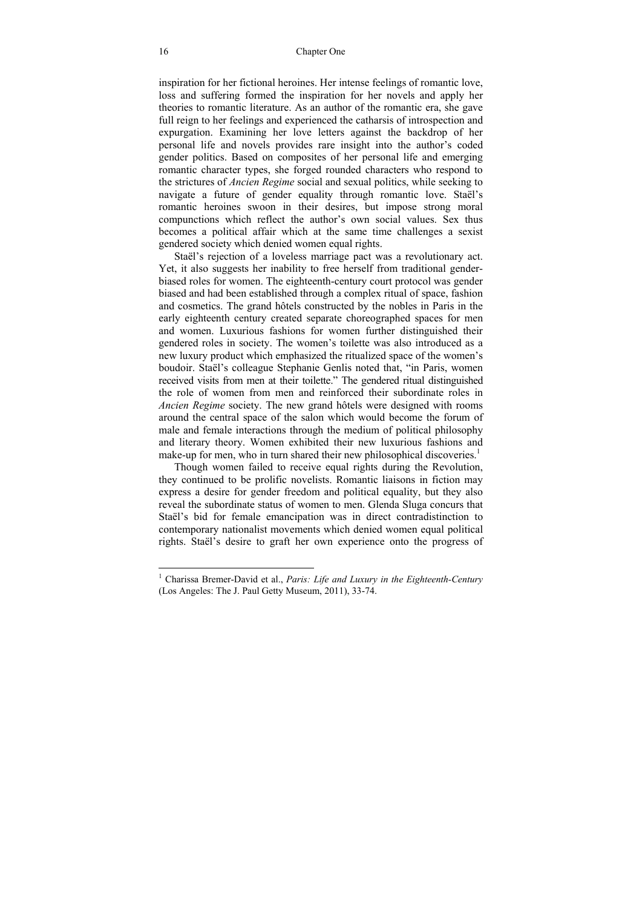inspiration for her fictional heroines. Her intense feelings of romantic love, loss and suffering formed the inspiration for her novels and apply her theories to romantic literature. As an author of the romantic era, she gave full reign to her feelings and experienced the catharsis of introspection and expurgation. Examining her love letters against the backdrop of her personal life and novels provides rare insight into the author's coded gender politics. Based on composites of her personal life and emerging romantic character types, she forged rounded characters who respond to the strictures of *Ancien Regime* social and sexual politics, while seeking to navigate a future of gender equality through romantic love. Staël's romantic heroines swoon in their desires, but impose strong moral compunctions which reflect the author's own social values. Sex thus becomes a political affair which at the same time challenges a sexist gendered society which denied women equal rights.

Staël's rejection of a loveless marriage pact was a revolutionary act. Yet, it also suggests her inability to free herself from traditional gender-biased roles for women. The eighteenth-century court protocol was gender biased and had been established through a complex ritual of space, fashion and cosmetics. The grand hôtels constructed by the nobles in Paris in the early eighteenth century created separate choreographed spaces for men and women. Luxurious fashions for women further distinguished their gendered roles in society. The women's toilette was also introduced as a new luxury product which emphasized the ritualized space of the women's boudoir. Staël's colleague Stephanie Genlis noted that, "in Paris, women received visits from men at their toilette." The gendered ritual distinguished the role of women from men and reinforced their subordinate roles in *Ancien Regime* society. The new grand hôtels were designed with rooms around the central space of the salon which would become the forum of male and female interactions through the medium of political philosophy and literary theory. Women exhibited their new luxurious fashions and make-up for men, who in turn shared their new philosophical discoveries.[1]

Though women failed to receive equal rights during the Revolution, they continued to be prolific novelists. Romantic liaisons in fiction may express a desire for gender freedom and political equality, but they also reveal the subordinate status of women to men. Glenda Sluga concurs that Staël's bid for female emancipation was in direct contradistinction to contemporary nationalist movements which denied women equal political rights. Staël's desire to graft her own experience onto the progress of

---

[1] Charissa Bremer-David et al., *Paris: Life and Luxury in the Eighteenth-Century* (Los Angeles: The J. Paul Getty Museum, 2011), 33-74.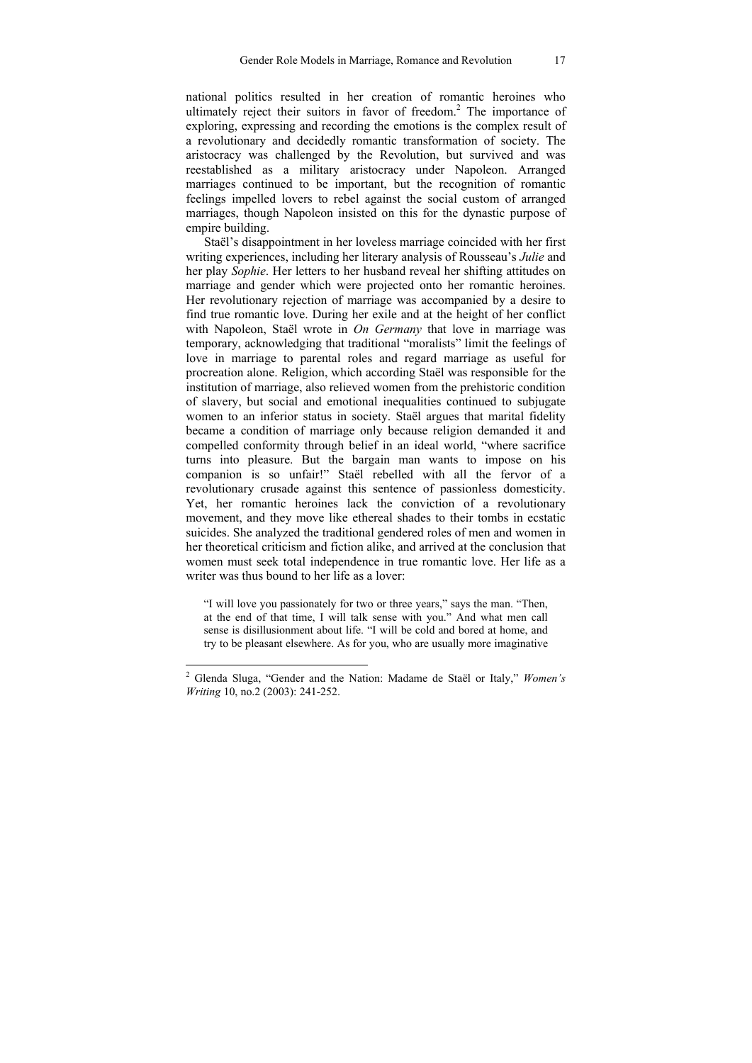national politics resulted in her creation of romantic heroines who ultimately reject their suitors in favor of freedom.[2] The importance of exploring, expressing and recording the emotions is the complex result of a revolutionary and decidedly romantic transformation of society. The aristocracy was challenged by the Revolution, but survived and was reestablished as a military aristocracy under Napoleon. Arranged marriages continued to be important, but the recognition of romantic feelings impelled lovers to rebel against the social custom of arranged marriages, though Napoleon insisted on this for the dynastic purpose of empire building.

Staël's disappointment in her loveless marriage coincided with her first writing experiences, including her literary analysis of Rousseau's *Julie* and her play *Sophie*. Her letters to her husband reveal her shifting attitudes on marriage and gender which were projected onto her romantic heroines. Her revolutionary rejection of marriage was accompanied by a desire to find true romantic love. During her exile and at the height of her conflict with Napoleon, Staël wrote in *On Germany* that love in marriage was temporary, acknowledging that traditional "moralists" limit the feelings of love in marriage to parental roles and regard marriage as useful for procreation alone. Religion, which according Staël was responsible for the institution of marriage, also relieved women from the prehistoric condition of slavery, but social and emotional inequalities continued to subjugate women to an inferior status in society. Staël argues that marital fidelity became a condition of marriage only because religion demanded it and compelled conformity through belief in an ideal world, "where sacrifice turns into pleasure. But the bargain man wants to impose on his companion is so unfair!" Staël rebelled with all the fervor of a revolutionary crusade against this sentence of passionless domesticity. Yet, her romantic heroines lack the conviction of a revolutionary movement, and they move like ethereal shades to their tombs in ecstatic suicides. She analyzed the traditional gendered roles of men and women in her theoretical criticism and fiction alike, and arrived at the conclusion that women must seek total independence in true romantic love. Her life as a writer was thus bound to her life as a lover:

> "I will love you passionately for two or three years," says the man. "Then, at the end of that time, I will talk sense with you." And what men call sense is disillusionment about life. "I will be cold and bored at home, and try to be pleasant elsewhere. As for you, who are usually more imaginative

---

[2] Glenda Sluga, "Gender and the Nation: Madame de Staël or Italy," *Women's Writing* 10, no.2 (2003): 241-252.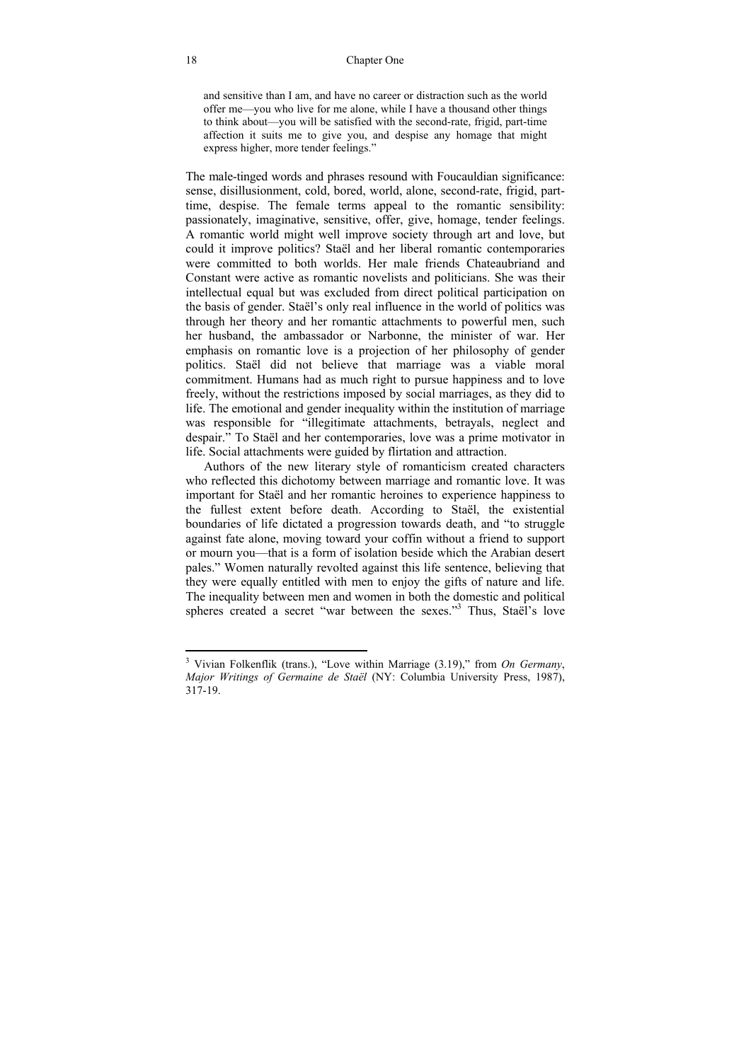> and sensitive than I am, and have no career or distraction such as the world offer me—you who live for me alone, while I have a thousand other things to think about—you will be satisfied with the second-rate, frigid, part-time affection it suits me to give you, and despise any homage that might express higher, more tender feelings."

The male-tinged words and phrases resound with Foucauldian significance: sense, disillusionment, cold, bored, world, alone, second-rate, frigid, part-time, despise. The female terms appeal to the romantic sensibility: passionately, imaginative, sensitive, offer, give, homage, tender feelings. A romantic world might well improve society through art and love, but could it improve politics? Staël and her liberal romantic contemporaries were committed to both worlds. Her male friends Chateaubriand and Constant were active as romantic novelists and politicians. She was their intellectual equal but was excluded from direct political participation on the basis of gender. Staël's only real influence in the world of politics was through her theory and her romantic attachments to powerful men, such her husband, the ambassador or Narbonne, the minister of war. Her emphasis on romantic love is a projection of her philosophy of gender politics. Staël did not believe that marriage was a viable moral commitment. Humans had as much right to pursue happiness and to love freely, without the restrictions imposed by social marriages, as they did to life. The emotional and gender inequality within the institution of marriage was responsible for "illegitimate attachments, betrayals, neglect and despair." To Staël and her contemporaries, love was a prime motivator in life. Social attachments were guided by flirtation and attraction.

Authors of the new literary style of romanticism created characters who reflected this dichotomy between marriage and romantic love. It was important for Staël and her romantic heroines to experience happiness to the fullest extent before death. According to Staël, the existential boundaries of life dictated a progression towards death, and "to struggle against fate alone, moving toward your coffin without a friend to support or mourn you—that is a form of isolation beside which the Arabian desert pales." Women naturally revolted against this life sentence, believing that they were equally entitled with men to enjoy the gifts of nature and life. The inequality between men and women in both the domestic and political spheres created a secret "war between the sexes."[3] Thus, Staël's love

---

[3] Vivian Folkenflik (trans.), "Love within Marriage (3.19)," from *On Germany*, *Major Writings of Germaine de Staël* (NY: Columbia University Press, 1987), 317-19.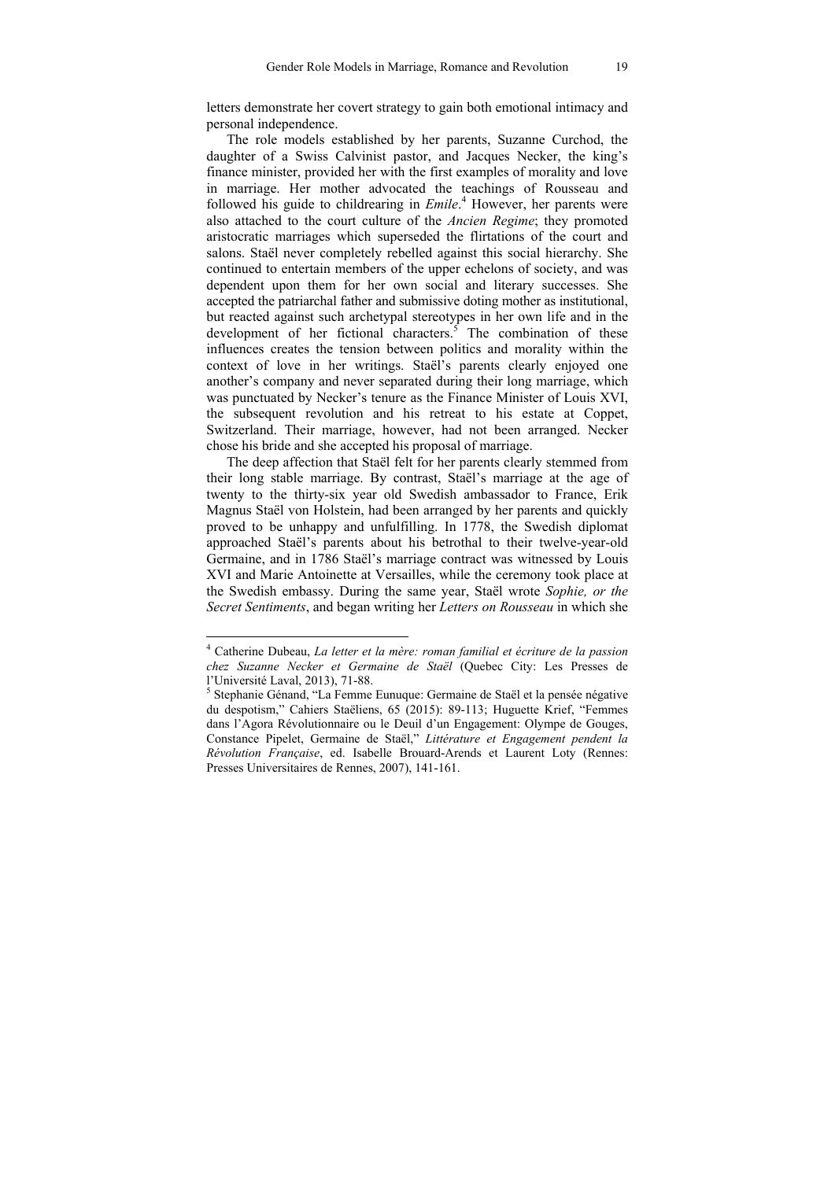letters demonstrate her covert strategy to gain both emotional intimacy and personal independence.

The role models established by her parents, Suzanne Curchod, the daughter of a Swiss Calvinist pastor, and Jacques Necker, the king's finance minister, provided her with the first examples of morality and love in marriage. Her mother advocated the teachings of Rousseau and followed his guide to childrearing in *Emile*.[4] However, her parents were also attached to the court culture of the *Ancien Regime*; they promoted aristocratic marriages which superseded the flirtations of the court and salons. Staël never completely rebelled against this social hierarchy. She continued to entertain members of the upper echelons of society, and was dependent upon them for her own social and literary successes. She accepted the patriarchal father and submissive doting mother as institutional, but reacted against such archetypal stereotypes in her own life and in the development of her fictional characters.[5] The combination of these influences creates the tension between politics and morality within the context of love in her writings. Staël's parents clearly enjoyed one another's company and never separated during their long marriage, which was punctuated by Necker's tenure as the Finance Minister of Louis XVI, the subsequent revolution and his retreat to his estate at Coppet, Switzerland. Their marriage, however, had not been arranged. Necker chose his bride and she accepted his proposal of marriage.

The deep affection that Staël felt for her parents clearly stemmed from their long stable marriage. By contrast, Staël's marriage at the age of twenty to the thirty-six year old Swedish ambassador to France, Erik Magnus Staël von Holstein, had been arranged by her parents and quickly proved to be unhappy and unfulfilling. In 1778, the Swedish diplomat approached Staël's parents about his betrothal to their twelve-year-old Germaine, and in 1786 Staël's marriage contract was witnessed by Louis XVI and Marie Antoinette at Versailles, while the ceremony took place at the Swedish embassy. During the same year, Staël wrote *Sophie, or the Secret Sentiments*, and began writing her *Letters on Rousseau* in which she

---

[4] Catherine Dubeau, *La letter et la mère: roman familial et écriture de la passion chez Suzanne Necker et Germaine de Staël* (Quebec City: Les Presses de l'Université Laval, 2013), 71-88.

[5] Stephanie Génand, "La Femme Eunuque: Germaine de Staël et la pensée négative du despotism," Cahiers Staëliens, 65 (2015): 89-113; Huguette Krief, "Femmes dans l'Agora Révolutionnaire ou le Deuil d'un Engagement: Olympe de Gouges, Constance Pipelet, Germaine de Staël," *Littérature et Engagement pendent la Révolution Française*, ed. Isabelle Brouard-Arends et Laurent Loty (Rennes: Presses Universitaires de Rennes, 2007), 141-161.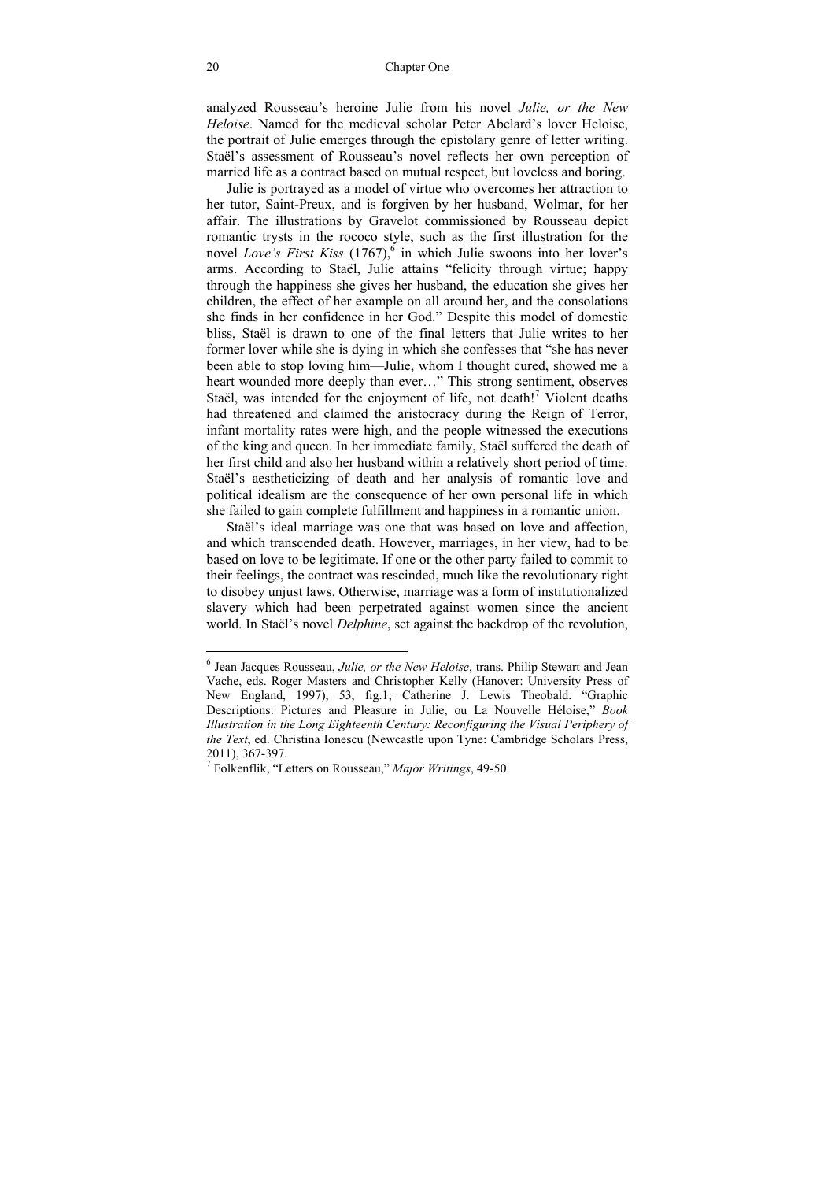analyzed Rousseau's heroine Julie from his novel *Julie, or the New Heloise*. Named for the medieval scholar Peter Abelard's lover Heloise, the portrait of Julie emerges through the epistolary genre of letter writing. Staël's assessment of Rousseau's novel reflects her own perception of married life as a contract based on mutual respect, but loveless and boring.

Julie is portrayed as a model of virtue who overcomes her attraction to her tutor, Saint-Preux, and is forgiven by her husband, Wolmar, for her affair. The illustrations by Gravelot commissioned by Rousseau depict romantic trysts in the rococo style, such as the first illustration for the novel *Love's First Kiss* (1767),[6] in which Julie swoons into her lover's arms. According to Staël, Julie attains "felicity through virtue; happy through the happiness she gives her husband, the education she gives her children, the effect of her example on all around her, and the consolations she finds in her confidence in her God." Despite this model of domestic bliss, Staël is drawn to one of the final letters that Julie writes to her former lover while she is dying in which she confesses that "she has never been able to stop loving him—Julie, whom I thought cured, showed me a heart wounded more deeply than ever…" This strong sentiment, observes Staël, was intended for the enjoyment of life, not death![7] Violent deaths had threatened and claimed the aristocracy during the Reign of Terror, infant mortality rates were high, and the people witnessed the executions of the king and queen. In her immediate family, Staël suffered the death of her first child and also her husband within a relatively short period of time. Staël's aestheticizing of death and her analysis of romantic love and political idealism are the consequence of her own personal life in which she failed to gain complete fulfillment and happiness in a romantic union.

Staël's ideal marriage was one that was based on love and affection, and which transcended death. However, marriages, in her view, had to be based on love to be legitimate. If one or the other party failed to commit to their feelings, the contract was rescinded, much like the revolutionary right to disobey unjust laws. Otherwise, marriage was a form of institutionalized slavery which had been perpetrated against women since the ancient world. In Staël's novel *Delphine*, set against the backdrop of the revolution,

---

[6] Jean Jacques Rousseau, *Julie, or the New Heloise*, trans. Philip Stewart and Jean Vache, eds. Roger Masters and Christopher Kelly (Hanover: University Press of New England, 1997), 53, fig.1; Catherine J. Lewis Theobald. "Graphic Descriptions: Pictures and Pleasure in Julie, ou La Nouvelle Héloïse," *Book Illustration in the Long Eighteenth Century: Reconfiguring the Visual Periphery of the Text*, ed. Christina Ionescu (Newcastle upon Tyne: Cambridge Scholars Press, 2011), 367-397.

[7] Folkenflik, "Letters on Rousseau," *Major Writings*, 49-50.